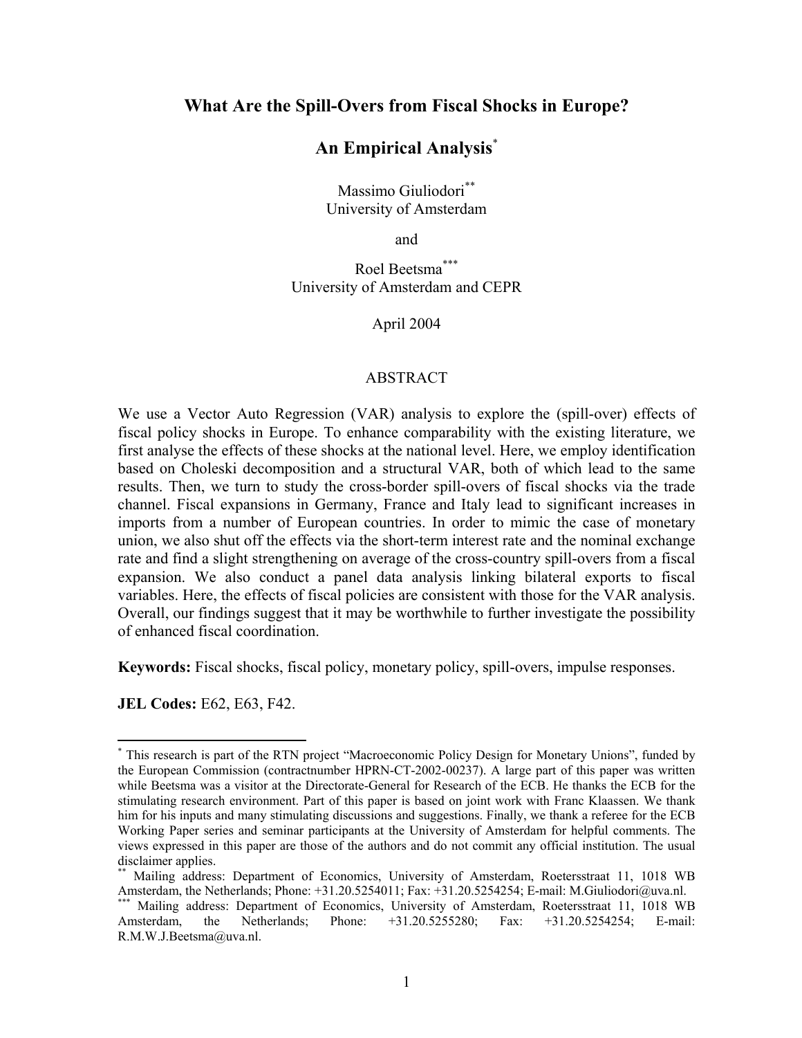# What Are the Spill-Overs from Fiscal Shocks in Europe?

## An Empirical Analysis[*]

Massimo Giuliodori[**]
University of Amsterdam

and

Roel Beetsma[***]
University of Amsterdam and CEPR

April 2004

### ABSTRACT

We use a Vector Auto Regression (VAR) analysis to explore the (spill-over) effects of fiscal policy shocks in Europe. To enhance comparability with the existing literature, we first analyse the effects of these shocks at the national level. Here, we employ identification based on Choleski decomposition and a structural VAR, both of which lead to the same results. Then, we turn to study the cross-border spill-overs of fiscal shocks via the trade channel. Fiscal expansions in Germany, France and Italy lead to significant increases in imports from a number of European countries. In order to mimic the case of monetary union, we also shut off the effects via the short-term interest rate and the nominal exchange rate and find a slight strengthening on average of the cross-country spill-overs from a fiscal expansion. We also conduct a panel data analysis linking bilateral exports to fiscal variables. Here, the effects of fiscal policies are consistent with those for the VAR analysis. Overall, our findings suggest that it may be worthwhile to further investigate the possibility of enhanced fiscal coordination.

**Keywords:** Fiscal shocks, fiscal policy, monetary policy, spill-overs, impulse responses.

**JEL Codes:** E62, E63, F42.

---

[*] This research is part of the RTN project "Macroeconomic Policy Design for Monetary Unions", funded by the European Commission (contractnumber HPRN-CT-2002-00237). A large part of this paper was written while Beetsma was a visitor at the Directorate-General for Research of the ECB. He thanks the ECB for the stimulating research environment. Part of this paper is based on joint work with Franc Klaassen. We thank him for his inputs and many stimulating discussions and suggestions. Finally, we thank a referee for the ECB Working Paper series and seminar participants at the University of Amsterdam for helpful comments. The views expressed in this paper are those of the authors and do not commit any official institution. The usual disclaimer applies.

[**] Mailing address: Department of Economics, University of Amsterdam, Roetersstraat 11, 1018 WB Amsterdam, the Netherlands; Phone: +31.20.5254011; Fax: +31.20.5254254; E-mail: M.Giuliodori@uva.nl.

[***] Mailing address: Department of Economics, University of Amsterdam, Roetersstraat 11, 1018 WB Amsterdam, the Netherlands; Phone: +31.20.5255280; Fax: +31.20.5254254; E-mail: R.M.W.J.Beetsma@uva.nl.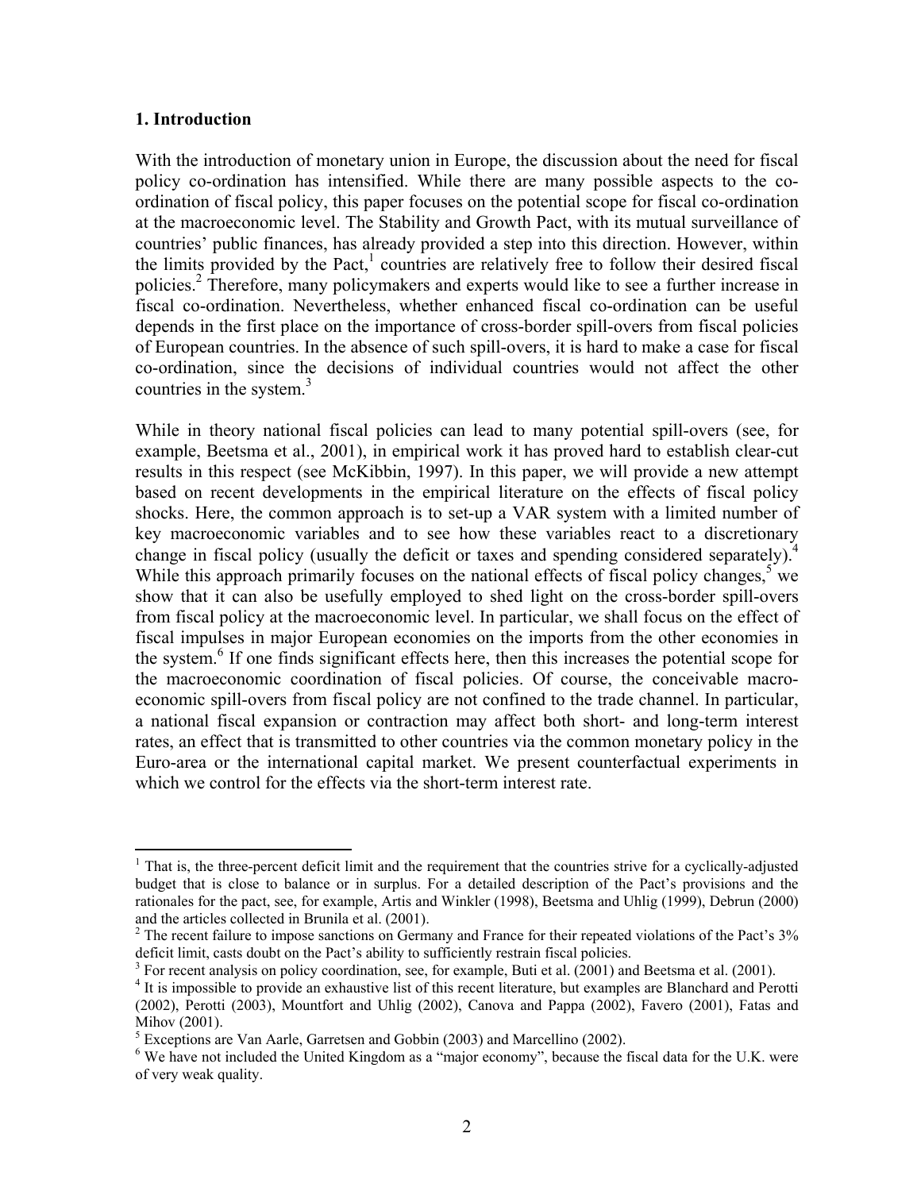## 1. Introduction

With the introduction of monetary union in Europe, the discussion about the need for fiscal policy co-ordination has intensified. While there are many possible aspects to the co-ordination of fiscal policy, this paper focuses on the potential scope for fiscal co-ordination at the macroeconomic level. The Stability and Growth Pact, with its mutual surveillance of countries' public finances, has already provided a step into this direction. However, within the limits provided by the Pact,[1] countries are relatively free to follow their desired fiscal policies.[2] Therefore, many policymakers and experts would like to see a further increase in fiscal co-ordination. Nevertheless, whether enhanced fiscal co-ordination can be useful depends in the first place on the importance of cross-border spill-overs from fiscal policies of European countries. In the absence of such spill-overs, it is hard to make a case for fiscal co-ordination, since the decisions of individual countries would not affect the other countries in the system.[3]

While in theory national fiscal policies can lead to many potential spill-overs (see, for example, Beetsma et al., 2001), in empirical work it has proved hard to establish clear-cut results in this respect (see McKibbin, 1997). In this paper, we will provide a new attempt based on recent developments in the empirical literature on the effects of fiscal policy shocks. Here, the common approach is to set-up a VAR system with a limited number of key macroeconomic variables and to see how these variables react to a discretionary change in fiscal policy (usually the deficit or taxes and spending considered separately).[4] While this approach primarily focuses on the national effects of fiscal policy changes,[5] we show that it can also be usefully employed to shed light on the cross-border spill-overs from fiscal policy at the macroeconomic level. In particular, we shall focus on the effect of fiscal impulses in major European economies on the imports from the other economies in the system.[6] If one finds significant effects here, then this increases the potential scope for the macroeconomic coordination of fiscal policies. Of course, the conceivable macro-economic spill-overs from fiscal policy are not confined to the trade channel. In particular, a national fiscal expansion or contraction may affect both short- and long-term interest rates, an effect that is transmitted to other countries via the common monetary policy in the Euro-area or the international capital market. We present counterfactual experiments in which we control for the effects via the short-term interest rate.

---

[1] That is, the three-percent deficit limit and the requirement that the countries strive for a cyclically-adjusted budget that is close to balance or in surplus. For a detailed description of the Pact's provisions and the rationales for the pact, see, for example, Artis and Winkler (1998), Beetsma and Uhlig (1999), Debrun (2000) and the articles collected in Brunila et al. (2001).

[2] The recent failure to impose sanctions on Germany and France for their repeated violations of the Pact's 3% deficit limit, casts doubt on the Pact's ability to sufficiently restrain fiscal policies.

[3] For recent analysis on policy coordination, see, for example, Buti et al. (2001) and Beetsma et al. (2001).

[4] It is impossible to provide an exhaustive list of this recent literature, but examples are Blanchard and Perotti (2002), Perotti (2003), Mountfort and Uhlig (2002), Canova and Pappa (2002), Favero (2001), Fatas and Mihov (2001).

[5] Exceptions are Van Aarle, Garretsen and Gobbin (2003) and Marcellino (2002).

[6] We have not included the United Kingdom as a "major economy", because the fiscal data for the U.K. were of very weak quality.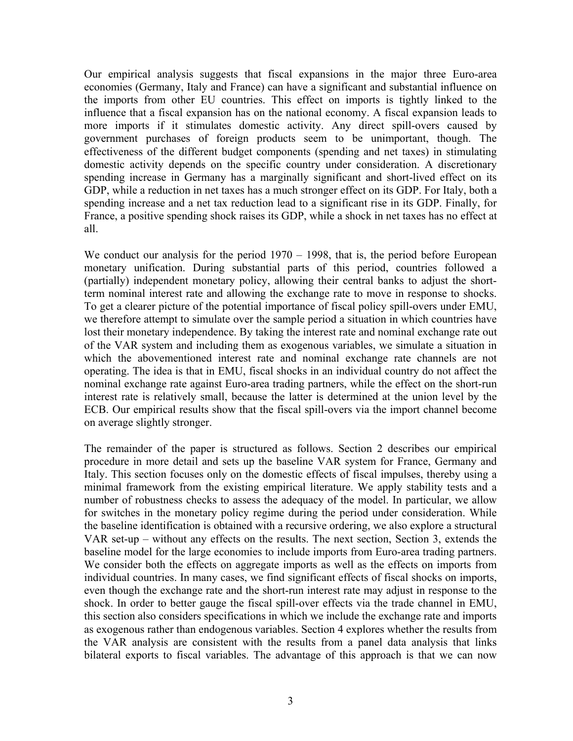Our empirical analysis suggests that fiscal expansions in the major three Euro-area economies (Germany, Italy and France) can have a significant and substantial influence on the imports from other EU countries. This effect on imports is tightly linked to the influence that a fiscal expansion has on the national economy. A fiscal expansion leads to more imports if it stimulates domestic activity. Any direct spill-overs caused by government purchases of foreign products seem to be unimportant, though. The effectiveness of the different budget components (spending and net taxes) in stimulating domestic activity depends on the specific country under consideration. A discretionary spending increase in Germany has a marginally significant and short-lived effect on its GDP, while a reduction in net taxes has a much stronger effect on its GDP. For Italy, both a spending increase and a net tax reduction lead to a significant rise in its GDP. Finally, for France, a positive spending shock raises its GDP, while a shock in net taxes has no effect at all.

We conduct our analysis for the period 1970 – 1998, that is, the period before European monetary unification. During substantial parts of this period, countries followed a (partially) independent monetary policy, allowing their central banks to adjust the short-term nominal interest rate and allowing the exchange rate to move in response to shocks. To get a clearer picture of the potential importance of fiscal policy spill-overs under EMU, we therefore attempt to simulate over the sample period a situation in which countries have lost their monetary independence. By taking the interest rate and nominal exchange rate out of the VAR system and including them as exogenous variables, we simulate a situation in which the abovementioned interest rate and nominal exchange rate channels are not operating. The idea is that in EMU, fiscal shocks in an individual country do not affect the nominal exchange rate against Euro-area trading partners, while the effect on the short-run interest rate is relatively small, because the latter is determined at the union level by the ECB. Our empirical results show that the fiscal spill-overs via the import channel become on average slightly stronger.

The remainder of the paper is structured as follows. Section 2 describes our empirical procedure in more detail and sets up the baseline VAR system for France, Germany and Italy. This section focuses only on the domestic effects of fiscal impulses, thereby using a minimal framework from the existing empirical literature. We apply stability tests and a number of robustness checks to assess the adequacy of the model. In particular, we allow for switches in the monetary policy regime during the period under consideration. While the baseline identification is obtained with a recursive ordering, we also explore a structural VAR set-up – without any effects on the results. The next section, Section 3, extends the baseline model for the large economies to include imports from Euro-area trading partners. We consider both the effects on aggregate imports as well as the effects on imports from individual countries. In many cases, we find significant effects of fiscal shocks on imports, even though the exchange rate and the short-run interest rate may adjust in response to the shock. In order to better gauge the fiscal spill-over effects via the trade channel in EMU, this section also considers specifications in which we include the exchange rate and imports as exogenous rather than endogenous variables. Section 4 explores whether the results from the VAR analysis are consistent with the results from a panel data analysis that links bilateral exports to fiscal variables. The advantage of this approach is that we can now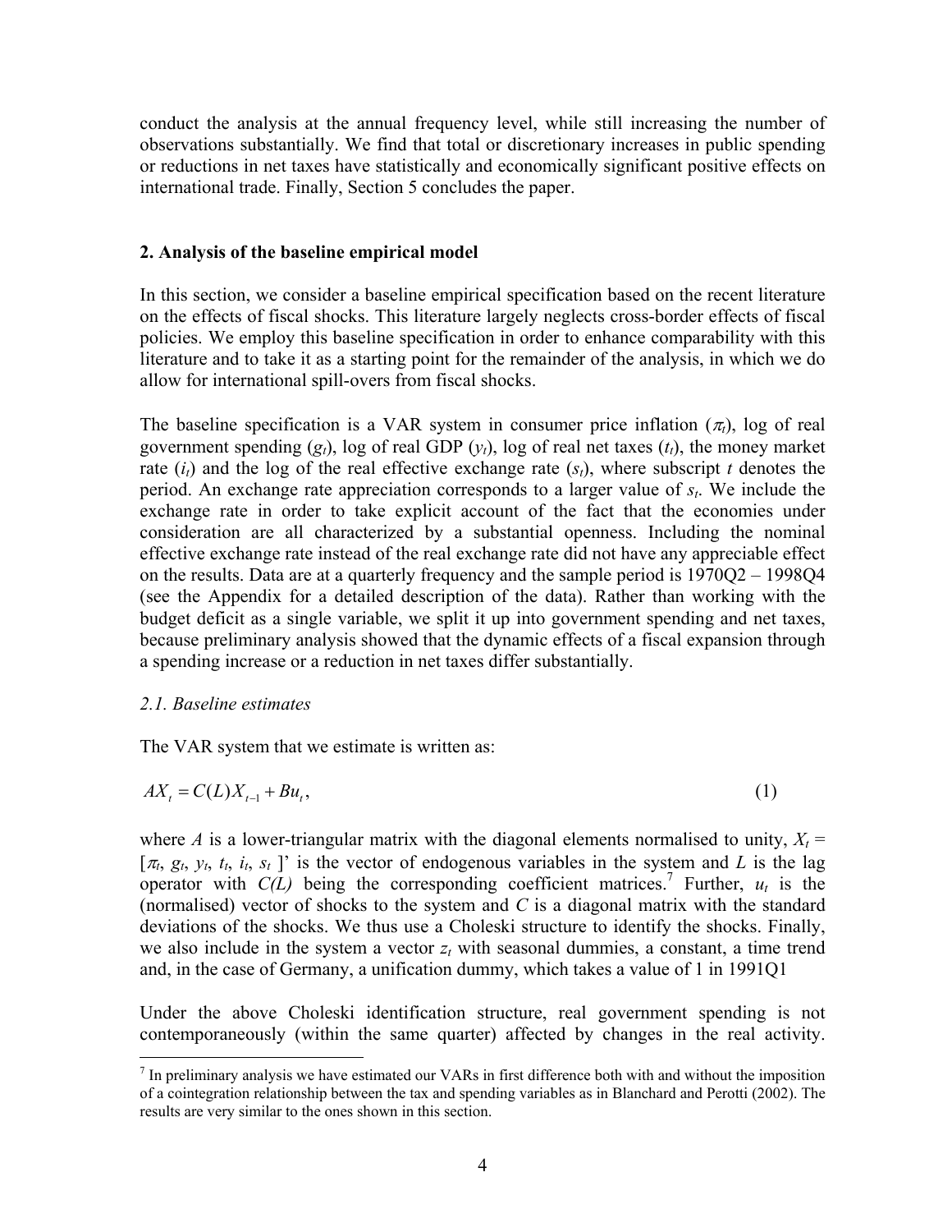conduct the analysis at the annual frequency level, while still increasing the number of observations substantially. We find that total or discretionary increases in public spending or reductions in net taxes have statistically and economically significant positive effects on international trade. Finally, Section 5 concludes the paper.

## 2. Analysis of the baseline empirical model

In this section, we consider a baseline empirical specification based on the recent literature on the effects of fiscal shocks. This literature largely neglects cross-border effects of fiscal policies. We employ this baseline specification in order to enhance comparability with this literature and to take it as a starting point for the remainder of the analysis, in which we do allow for international spill-overs from fiscal shocks.

The baseline specification is a VAR system in consumer price inflation ($\pi_t$), log of real government spending ($g_t$), log of real GDP ($y_t$), log of real net taxes ($t_t$), the money market rate ($i_t$) and the log of the real effective exchange rate ($s_t$), where subscript $t$ denotes the period. An exchange rate appreciation corresponds to a larger value of $s_t$. We include the exchange rate in order to take explicit account of the fact that the economies under consideration are all characterized by a substantial openness. Including the nominal effective exchange rate instead of the real exchange rate did not have any appreciable effect on the results. Data are at a quarterly frequency and the sample period is 1970Q2 – 1998Q4 (see the Appendix for a detailed description of the data). Rather than working with the budget deficit as a single variable, we split it up into government spending and net taxes, because preliminary analysis showed that the dynamic effects of a fiscal expansion through a spending increase or a reduction in net taxes differ substantially.

### *2.1. Baseline estimates*

The VAR system that we estimate is written as:

$$AX_t = C(L)X_{t-1} + Bu_t, \tag{1}$$

where $A$ is a lower-triangular matrix with the diagonal elements normalised to unity, $X_t = [\pi_t, g_t, y_t, t_t, i_t, s_t]'$ is the vector of endogenous variables in the system and $L$ is the lag operator with $C(L)$ being the corresponding coefficient matrices.[7] Further, $u_t$ is the (normalised) vector of shocks to the system and $C$ is a diagonal matrix with the standard deviations of the shocks. We thus use a Choleski structure to identify the shocks. Finally, we also include in the system a vector $z_t$ with seasonal dummies, a constant, a time trend and, in the case of Germany, a unification dummy, which takes a value of 1 in 1991Q1

Under the above Choleski identification structure, real government spending is not contemporaneously (within the same quarter) affected by changes in the real activity.

[7] In preliminary analysis we have estimated our VARs in first difference both with and without the imposition of a cointegration relationship between the tax and spending variables as in Blanchard and Perotti (2002). The results are very similar to the ones shown in this section.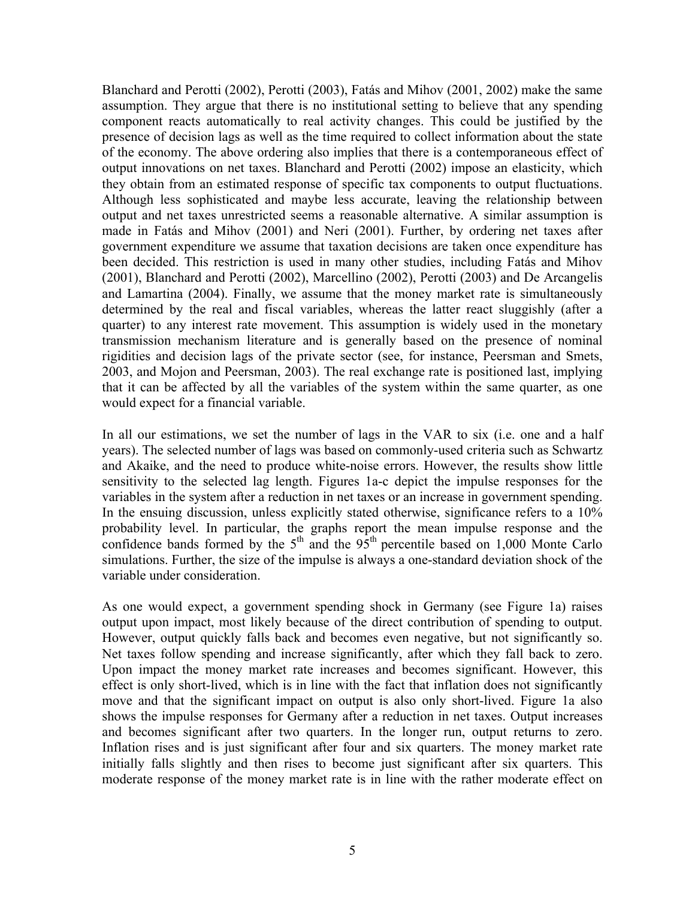Blanchard and Perotti (2002), Perotti (2003), Fatás and Mihov (2001, 2002) make the same assumption. They argue that there is no institutional setting to believe that any spending component reacts automatically to real activity changes. This could be justified by the presence of decision lags as well as the time required to collect information about the state of the economy. The above ordering also implies that there is a contemporaneous effect of output innovations on net taxes. Blanchard and Perotti (2002) impose an elasticity, which they obtain from an estimated response of specific tax components to output fluctuations. Although less sophisticated and maybe less accurate, leaving the relationship between output and net taxes unrestricted seems a reasonable alternative. A similar assumption is made in Fatás and Mihov (2001) and Neri (2001). Further, by ordering net taxes after government expenditure we assume that taxation decisions are taken once expenditure has been decided. This restriction is used in many other studies, including Fatás and Mihov (2001), Blanchard and Perotti (2002), Marcellino (2002), Perotti (2003) and De Arcangelis and Lamartina (2004). Finally, we assume that the money market rate is simultaneously determined by the real and fiscal variables, whereas the latter react sluggishly (after a quarter) to any interest rate movement. This assumption is widely used in the monetary transmission mechanism literature and is generally based on the presence of nominal rigidities and decision lags of the private sector (see, for instance, Peersman and Smets, 2003, and Mojon and Peersman, 2003). The real exchange rate is positioned last, implying that it can be affected by all the variables of the system within the same quarter, as one would expect for a financial variable.

In all our estimations, we set the number of lags in the VAR to six (i.e. one and a half years). The selected number of lags was based on commonly-used criteria such as Schwartz and Akaike, and the need to produce white-noise errors. However, the results show little sensitivity to the selected lag length. Figures 1a-c depict the impulse responses for the variables in the system after a reduction in net taxes or an increase in government spending. In the ensuing discussion, unless explicitly stated otherwise, significance refers to a 10% probability level. In particular, the graphs report the mean impulse response and the confidence bands formed by the 5th and the 95th percentile based on 1,000 Monte Carlo simulations. Further, the size of the impulse is always a one-standard deviation shock of the variable under consideration.

As one would expect, a government spending shock in Germany (see Figure 1a) raises output upon impact, most likely because of the direct contribution of spending to output. However, output quickly falls back and becomes even negative, but not significantly so. Net taxes follow spending and increase significantly, after which they fall back to zero. Upon impact the money market rate increases and becomes significant. However, this effect is only short-lived, which is in line with the fact that inflation does not significantly move and that the significant impact on output is also only short-lived. Figure 1a also shows the impulse responses for Germany after a reduction in net taxes. Output increases and becomes significant after two quarters. In the longer run, output returns to zero. Inflation rises and is just significant after four and six quarters. The money market rate initially falls slightly and then rises to become just significant after six quarters. This moderate response of the money market rate is in line with the rather moderate effect on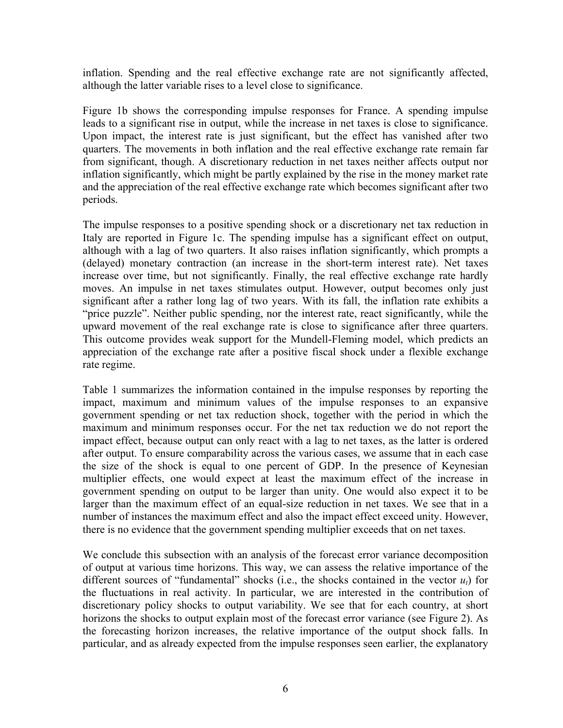inflation. Spending and the real effective exchange rate are not significantly affected, although the latter variable rises to a level close to significance.

Figure 1b shows the corresponding impulse responses for France. A spending impulse leads to a significant rise in output, while the increase in net taxes is close to significance. Upon impact, the interest rate is just significant, but the effect has vanished after two quarters. The movements in both inflation and the real effective exchange rate remain far from significant, though. A discretionary reduction in net taxes neither affects output nor inflation significantly, which might be partly explained by the rise in the money market rate and the appreciation of the real effective exchange rate which becomes significant after two periods.

The impulse responses to a positive spending shock or a discretionary net tax reduction in Italy are reported in Figure 1c. The spending impulse has a significant effect on output, although with a lag of two quarters. It also raises inflation significantly, which prompts a (delayed) monetary contraction (an increase in the short-term interest rate). Net taxes increase over time, but not significantly. Finally, the real effective exchange rate hardly moves. An impulse in net taxes stimulates output. However, output becomes only just significant after a rather long lag of two years. With its fall, the inflation rate exhibits a "price puzzle". Neither public spending, nor the interest rate, react significantly, while the upward movement of the real exchange rate is close to significance after three quarters. This outcome provides weak support for the Mundell-Fleming model, which predicts an appreciation of the exchange rate after a positive fiscal shock under a flexible exchange rate regime.

Table 1 summarizes the information contained in the impulse responses by reporting the impact, maximum and minimum values of the impulse responses to an expansive government spending or net tax reduction shock, together with the period in which the maximum and minimum responses occur. For the net tax reduction we do not report the impact effect, because output can only react with a lag to net taxes, as the latter is ordered after output. To ensure comparability across the various cases, we assume that in each case the size of the shock is equal to one percent of GDP. In the presence of Keynesian multiplier effects, one would expect at least the maximum effect of the increase in government spending on output to be larger than unity. One would also expect it to be larger than the maximum effect of an equal-size reduction in net taxes. We see that in a number of instances the maximum effect and also the impact effect exceed unity. However, there is no evidence that the government spending multiplier exceeds that on net taxes.

We conclude this subsection with an analysis of the forecast error variance decomposition of output at various time horizons. This way, we can assess the relative importance of the different sources of "fundamental" shocks (i.e., the shocks contained in the vector $u_t$) for the fluctuations in real activity. In particular, we are interested in the contribution of discretionary policy shocks to output variability. We see that for each country, at short horizons the shocks to output explain most of the forecast error variance (see Figure 2). As the forecasting horizon increases, the relative importance of the output shock falls. In particular, and as already expected from the impulse responses seen earlier, the explanatory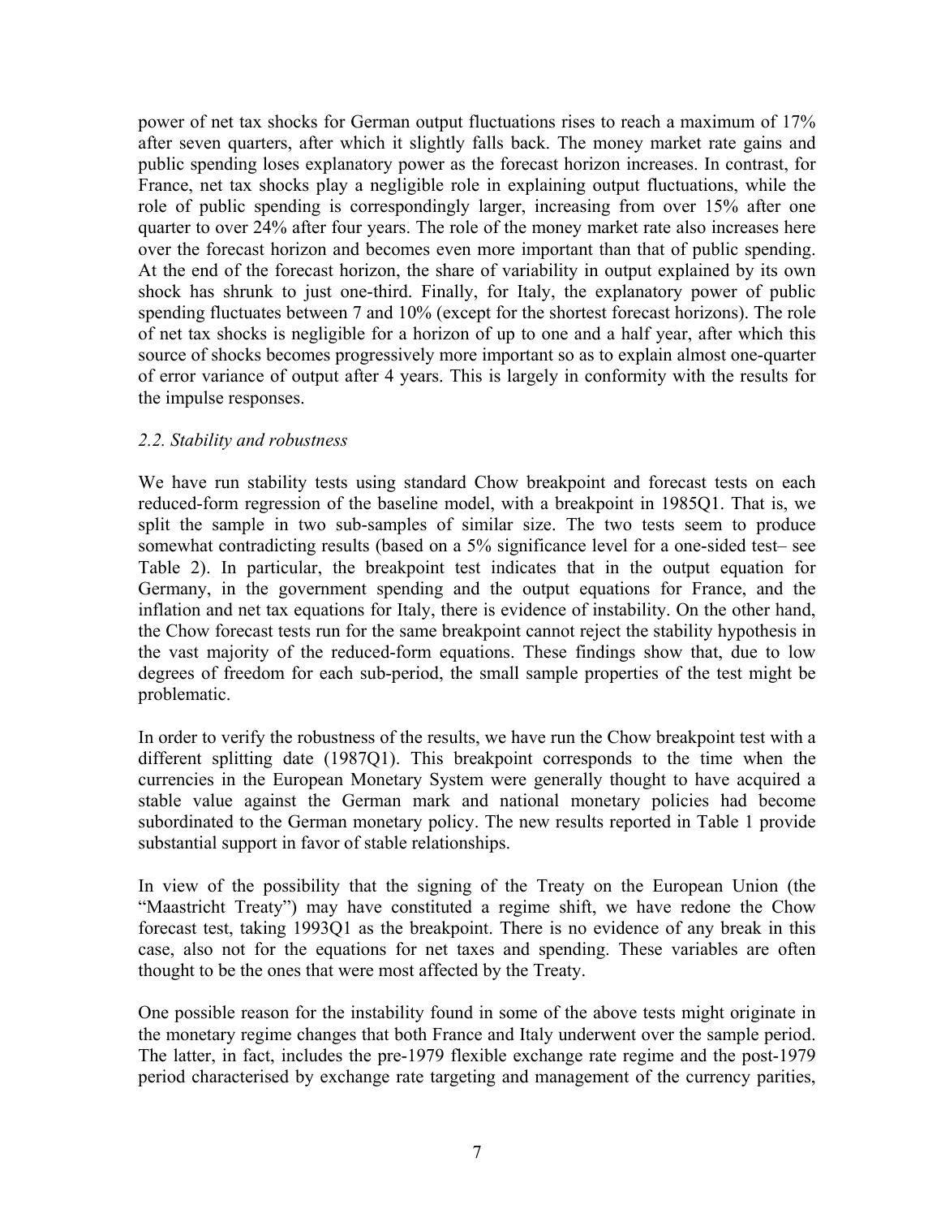power of net tax shocks for German output fluctuations rises to reach a maximum of 17% after seven quarters, after which it slightly falls back. The money market rate gains and public spending loses explanatory power as the forecast horizon increases. In contrast, for France, net tax shocks play a negligible role in explaining output fluctuations, while the role of public spending is correspondingly larger, increasing from over 15% after one quarter to over 24% after four years. The role of the money market rate also increases here over the forecast horizon and becomes even more important than that of public spending. At the end of the forecast horizon, the share of variability in output explained by its own shock has shrunk to just one-third. Finally, for Italy, the explanatory power of public spending fluctuates between 7 and 10% (except for the shortest forecast horizons). The role of net tax shocks is negligible for a horizon of up to one and a half year, after which this source of shocks becomes progressively more important so as to explain almost one-quarter of error variance of output after 4 years. This is largely in conformity with the results for the impulse responses.

*2.2. Stability and robustness*

We have run stability tests using standard Chow breakpoint and forecast tests on each reduced-form regression of the baseline model, with a breakpoint in 1985Q1. That is, we split the sample in two sub-samples of similar size. The two tests seem to produce somewhat contradicting results (based on a 5% significance level for a one-sided test– see Table 2). In particular, the breakpoint test indicates that in the output equation for Germany, in the government spending and the output equations for France, and the inflation and net tax equations for Italy, there is evidence of instability. On the other hand, the Chow forecast tests run for the same breakpoint cannot reject the stability hypothesis in the vast majority of the reduced-form equations. These findings show that, due to low degrees of freedom for each sub-period, the small sample properties of the test might be problematic.

In order to verify the robustness of the results, we have run the Chow breakpoint test with a different splitting date (1987Q1). This breakpoint corresponds to the time when the currencies in the European Monetary System were generally thought to have acquired a stable value against the German mark and national monetary policies had become subordinated to the German monetary policy. The new results reported in Table 1 provide substantial support in favor of stable relationships.

In view of the possibility that the signing of the Treaty on the European Union (the "Maastricht Treaty") may have constituted a regime shift, we have redone the Chow forecast test, taking 1993Q1 as the breakpoint. There is no evidence of any break in this case, also not for the equations for net taxes and spending. These variables are often thought to be the ones that were most affected by the Treaty.

One possible reason for the instability found in some of the above tests might originate in the monetary regime changes that both France and Italy underwent over the sample period. The latter, in fact, includes the pre-1979 flexible exchange rate regime and the post-1979 period characterised by exchange rate targeting and management of the currency parities,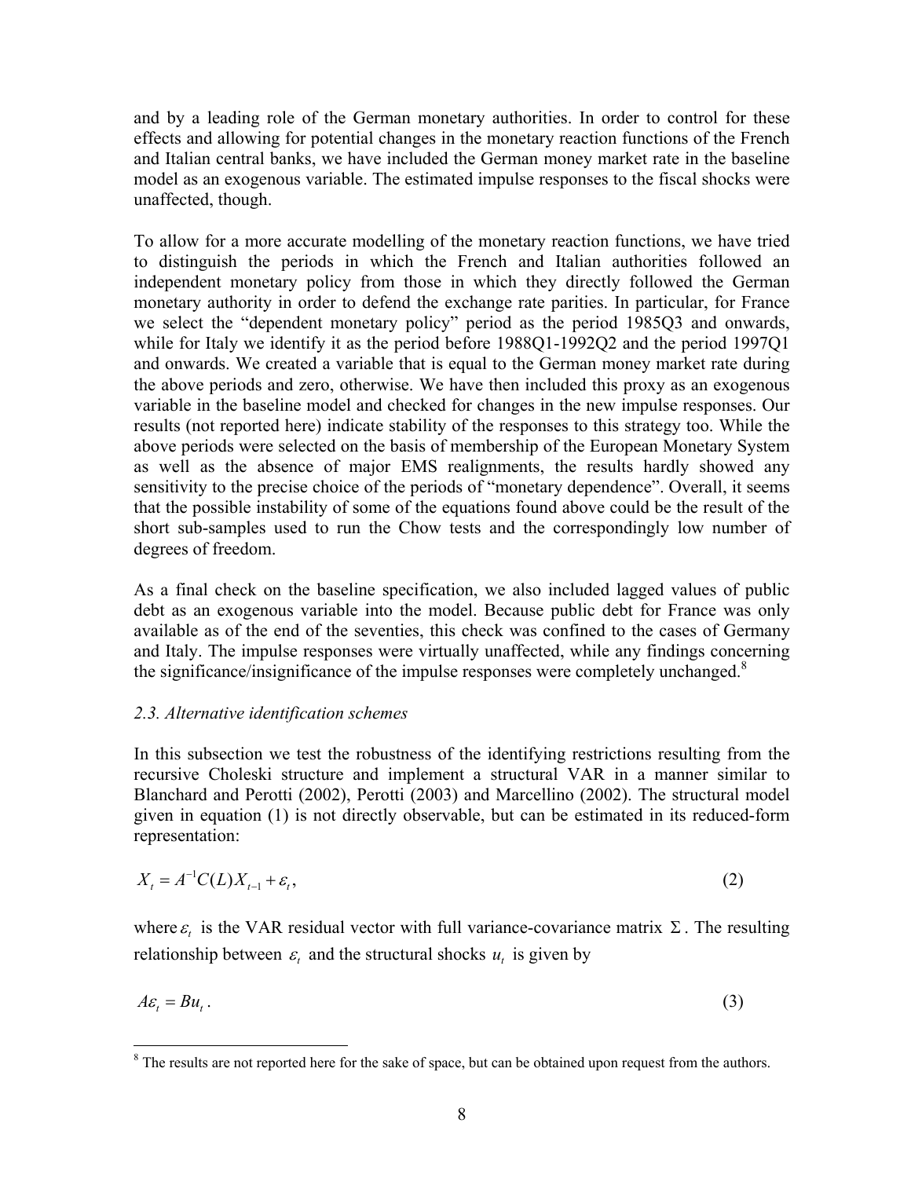and by a leading role of the German monetary authorities. In order to control for these effects and allowing for potential changes in the monetary reaction functions of the French and Italian central banks, we have included the German money market rate in the baseline model as an exogenous variable. The estimated impulse responses to the fiscal shocks were unaffected, though.

To allow for a more accurate modelling of the monetary reaction functions, we have tried to distinguish the periods in which the French and Italian authorities followed an independent monetary policy from those in which they directly followed the German monetary authority in order to defend the exchange rate parities. In particular, for France we select the "dependent monetary policy" period as the period 1985Q3 and onwards, while for Italy we identify it as the period before 1988Q1-1992Q2 and the period 1997Q1 and onwards. We created a variable that is equal to the German money market rate during the above periods and zero, otherwise. We have then included this proxy as an exogenous variable in the baseline model and checked for changes in the new impulse responses. Our results (not reported here) indicate stability of the responses to this strategy too. While the above periods were selected on the basis of membership of the European Monetary System as well as the absence of major EMS realignments, the results hardly showed any sensitivity to the precise choice of the periods of "monetary dependence". Overall, it seems that the possible instability of some of the equations found above could be the result of the short sub-samples used to run the Chow tests and the correspondingly low number of degrees of freedom.

As a final check on the baseline specification, we also included lagged values of public debt as an exogenous variable into the model. Because public debt for France was only available as of the end of the seventies, this check was confined to the cases of Germany and Italy. The impulse responses were virtually unaffected, while any findings concerning the significance/insignificance of the impulse responses were completely unchanged.[8]

### *2.3. Alternative identification schemes*

In this subsection we test the robustness of the identifying restrictions resulting from the recursive Choleski structure and implement a structural VAR in a manner similar to Blanchard and Perotti (2002), Perotti (2003) and Marcellino (2002). The structural model given in equation (1) is not directly observable, but can be estimated in its reduced-form representation:

$$X_t = A^{-1}C(L)X_{t-1} + \varepsilon_t, \tag{2}$$

where $\varepsilon_t$ is the VAR residual vector with full variance-covariance matrix $\Sigma$. The resulting relationship between $\varepsilon_t$ and the structural shocks $u_t$ is given by

$$A\varepsilon_t = Bu_t. \tag{3}$$

[8] The results are not reported here for the sake of space, but can be obtained upon request from the authors.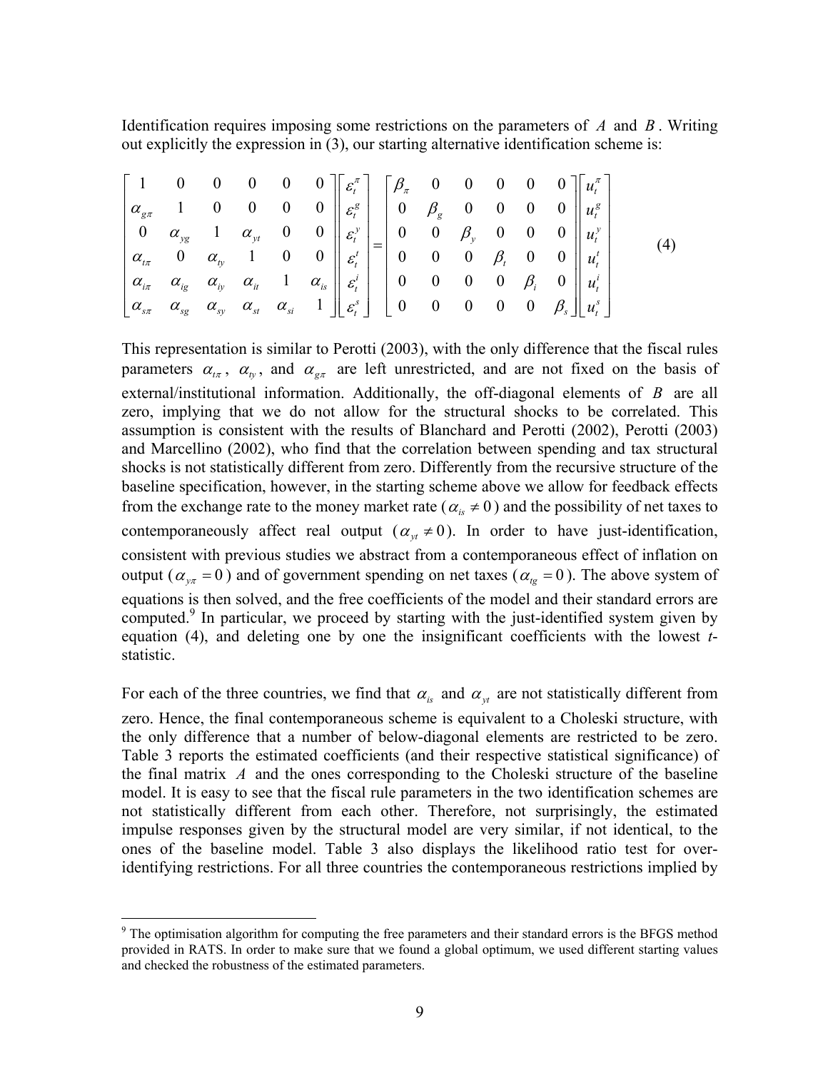Identification requires imposing some restrictions on the parameters of $A$ and $B$. Writing out explicitly the expression in (3), our starting alternative identification scheme is:

$$
\begin{bmatrix}
1 & 0 & 0 & 0 & 0 & 0 \\
\alpha_{g\pi} & 1 & 0 & 0 & 0 & 0 \\
0 & \alpha_{yg} & 1 & \alpha_{yt} & 0 & 0 \\
\alpha_{t\pi} & 0 & \alpha_{ty} & 1 & 0 & 0 \\
\alpha_{i\pi} & \alpha_{ig} & \alpha_{iy} & \alpha_{it} & 1 & \alpha_{is} \\
\alpha_{s\pi} & \alpha_{sg} & \alpha_{sy} & \alpha_{st} & \alpha_{si} & 1
\end{bmatrix}
\begin{bmatrix}
\varepsilon_t^{\pi} \\ \varepsilon_t^{g} \\ \varepsilon_t^{y} \\ \varepsilon_t^{t} \\ \varepsilon_t^{i} \\ \varepsilon_t^{s}
\end{bmatrix}
=
\begin{bmatrix}
\beta_{\pi} & 0 & 0 & 0 & 0 & 0 \\
0 & \beta_{g} & 0 & 0 & 0 & 0 \\
0 & 0 & \beta_{y} & 0 & 0 & 0 \\
0 & 0 & 0 & \beta_{t} & 0 & 0 \\
0 & 0 & 0 & 0 & \beta_{i} & 0 \\
0 & 0 & 0 & 0 & 0 & \beta_{s}
\end{bmatrix}
\begin{bmatrix}
u_t^{\pi} \\ u_t^{g} \\ u_t^{y} \\ u_t^{t} \\ u_t^{i} \\ u_t^{s}
\end{bmatrix}
\tag{4}
$$

This representation is similar to Perotti (2003), with the only difference that the fiscal rules parameters $\alpha_{t\pi}$, $\alpha_{ty}$, and $\alpha_{g\pi}$ are left unrestricted, and are not fixed on the basis of external/institutional information. Additionally, the off-diagonal elements of $B$ are all zero, implying that we do not allow for the structural shocks to be correlated. This assumption is consistent with the results of Blanchard and Perotti (2002), Perotti (2003) and Marcellino (2002), who find that the correlation between spending and tax structural shocks is not statistically different from zero. Differently from the recursive structure of the baseline specification, however, in the starting scheme above we allow for feedback effects from the exchange rate to the money market rate ($\alpha_{is} \neq 0$) and the possibility of net taxes to contemporaneously affect real output ($\alpha_{yt} \neq 0$). In order to have just-identification, consistent with previous studies we abstract from a contemporaneous effect of inflation on output ($\alpha_{y\pi} = 0$) and of government spending on net taxes ($\alpha_{tg} = 0$). The above system of equations is then solved, and the free coefficients of the model and their standard errors are computed.[9] In particular, we proceed by starting with the just-identified system given by equation (4), and deleting one by one the insignificant coefficients with the lowest *t*-statistic.

For each of the three countries, we find that $\alpha_{is}$ and $\alpha_{yt}$ are not statistically different from zero. Hence, the final contemporaneous scheme is equivalent to a Choleski structure, with the only difference that a number of below-diagonal elements are restricted to be zero. Table 3 reports the estimated coefficients (and their respective statistical significance) of the final matrix $A$ and the ones corresponding to the Choleski structure of the baseline model. It is easy to see that the fiscal rule parameters in the two identification schemes are not statistically different from each other. Therefore, not surprisingly, the estimated impulse responses given by the structural model are very similar, if not identical, to the ones of the baseline model. Table 3 also displays the likelihood ratio test for over-identifying restrictions. For all three countries the contemporaneous restrictions implied by

[9] The optimisation algorithm for computing the free parameters and their standard errors is the BFGS method provided in RATS. In order to make sure that we found a global optimum, we used different starting values and checked the robustness of the estimated parameters.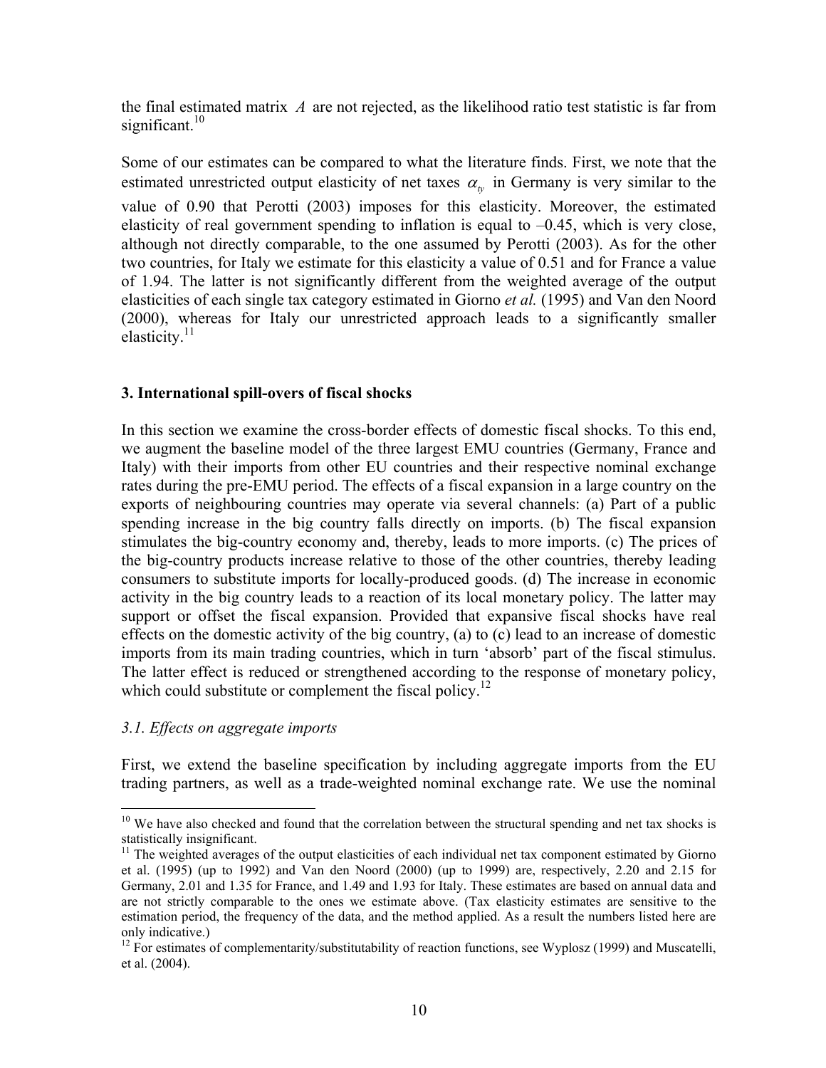the final estimated matrix $A$ are not rejected, as the likelihood ratio test statistic is far from significant.[10]

Some of our estimates can be compared to what the literature finds. First, we note that the estimated unrestricted output elasticity of net taxes $\alpha_{ty}$ in Germany is very similar to the value of 0.90 that Perotti (2003) imposes for this elasticity. Moreover, the estimated elasticity of real government spending to inflation is equal to –0.45, which is very close, although not directly comparable, to the one assumed by Perotti (2003). As for the other two countries, for Italy we estimate for this elasticity a value of 0.51 and for France a value of 1.94. The latter is not significantly different from the weighted average of the output elasticities of each single tax category estimated in Giorno *et al.* (1995) and Van den Noord (2000), whereas for Italy our unrestricted approach leads to a significantly smaller elasticity.[11]

### 3. International spill-overs of fiscal shocks

In this section we examine the cross-border effects of domestic fiscal shocks. To this end, we augment the baseline model of the three largest EMU countries (Germany, France and Italy) with their imports from other EU countries and their respective nominal exchange rates during the pre-EMU period. The effects of a fiscal expansion in a large country on the exports of neighbouring countries may operate via several channels: (a) Part of a public spending increase in the big country falls directly on imports. (b) The fiscal expansion stimulates the big-country economy and, thereby, leads to more imports. (c) The prices of the big-country products increase relative to those of the other countries, thereby leading consumers to substitute imports for locally-produced goods. (d) The increase in economic activity in the big country leads to a reaction of its local monetary policy. The latter may support or offset the fiscal expansion. Provided that expansive fiscal shocks have real effects on the domestic activity of the big country, (a) to (c) lead to an increase of domestic imports from its main trading countries, which in turn 'absorb' part of the fiscal stimulus. The latter effect is reduced or strengthened according to the response of monetary policy, which could substitute or complement the fiscal policy.[12]

#### *3.1. Effects on aggregate imports*

First, we extend the baseline specification by including aggregate imports from the EU trading partners, as well as a trade-weighted nominal exchange rate. We use the nominal

---

[10] We have also checked and found that the correlation between the structural spending and net tax shocks is statistically insignificant.

[11] The weighted averages of the output elasticities of each individual net tax component estimated by Giorno et al. (1995) (up to 1992) and Van den Noord (2000) (up to 1999) are, respectively, 2.20 and 2.15 for Germany, 2.01 and 1.35 for France, and 1.49 and 1.93 for Italy. These estimates are based on annual data and are not strictly comparable to the ones we estimate above. (Tax elasticity estimates are sensitive to the estimation period, the frequency of the data, and the method applied. As a result the numbers listed here are only indicative.)

[12] For estimates of complementarity/substitutability of reaction functions, see Wyplosz (1999) and Muscatelli, et al. (2004).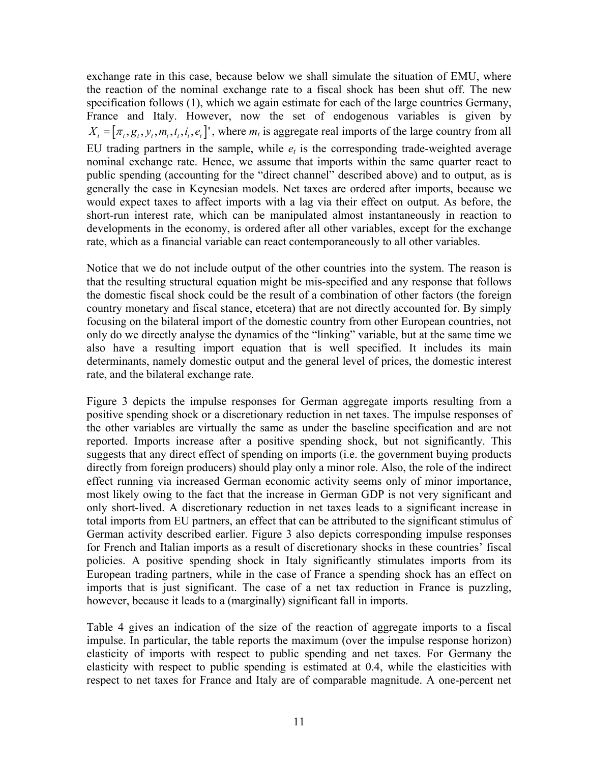exchange rate in this case, because below we shall simulate the situation of EMU, where the reaction of the nominal exchange rate to a fiscal shock has been shut off. The new specification follows (1), which we again estimate for each of the large countries Germany, France and Italy. However, now the set of endogenous variables is given by $X_t = [\pi_t, g_t, y_t, m_t, t_t, i_t, e_t]'$, where $m_t$ is aggregate real imports of the large country from all EU trading partners in the sample, while $e_t$ is the corresponding trade-weighted average nominal exchange rate. Hence, we assume that imports within the same quarter react to public spending (accounting for the "direct channel" described above) and to output, as is generally the case in Keynesian models. Net taxes are ordered after imports, because we would expect taxes to affect imports with a lag via their effect on output. As before, the short-run interest rate, which can be manipulated almost instantaneously in reaction to developments in the economy, is ordered after all other variables, except for the exchange rate, which as a financial variable can react contemporaneously to all other variables.

Notice that we do not include output of the other countries into the system. The reason is that the resulting structural equation might be mis-specified and any response that follows the domestic fiscal shock could be the result of a combination of other factors (the foreign country monetary and fiscal stance, etcetera) that are not directly accounted for. By simply focusing on the bilateral import of the domestic country from other European countries, not only do we directly analyse the dynamics of the "linking" variable, but at the same time we also have a resulting import equation that is well specified. It includes its main determinants, namely domestic output and the general level of prices, the domestic interest rate, and the bilateral exchange rate.

Figure 3 depicts the impulse responses for German aggregate imports resulting from a positive spending shock or a discretionary reduction in net taxes. The impulse responses of the other variables are virtually the same as under the baseline specification and are not reported. Imports increase after a positive spending shock, but not significantly. This suggests that any direct effect of spending on imports (i.e. the government buying products directly from foreign producers) should play only a minor role. Also, the role of the indirect effect running via increased German economic activity seems only of minor importance, most likely owing to the fact that the increase in German GDP is not very significant and only short-lived. A discretionary reduction in net taxes leads to a significant increase in total imports from EU partners, an effect that can be attributed to the significant stimulus of German activity described earlier. Figure 3 also depicts corresponding impulse responses for French and Italian imports as a result of discretionary shocks in these countries' fiscal policies. A positive spending shock in Italy significantly stimulates imports from its European trading partners, while in the case of France a spending shock has an effect on imports that is just significant. The case of a net tax reduction in France is puzzling, however, because it leads to a (marginally) significant fall in imports.

Table 4 gives an indication of the size of the reaction of aggregate imports to a fiscal impulse. In particular, the table reports the maximum (over the impulse response horizon) elasticity of imports with respect to public spending and net taxes. For Germany the elasticity with respect to public spending is estimated at 0.4, while the elasticities with respect to net taxes for France and Italy are of comparable magnitude. A one-percent net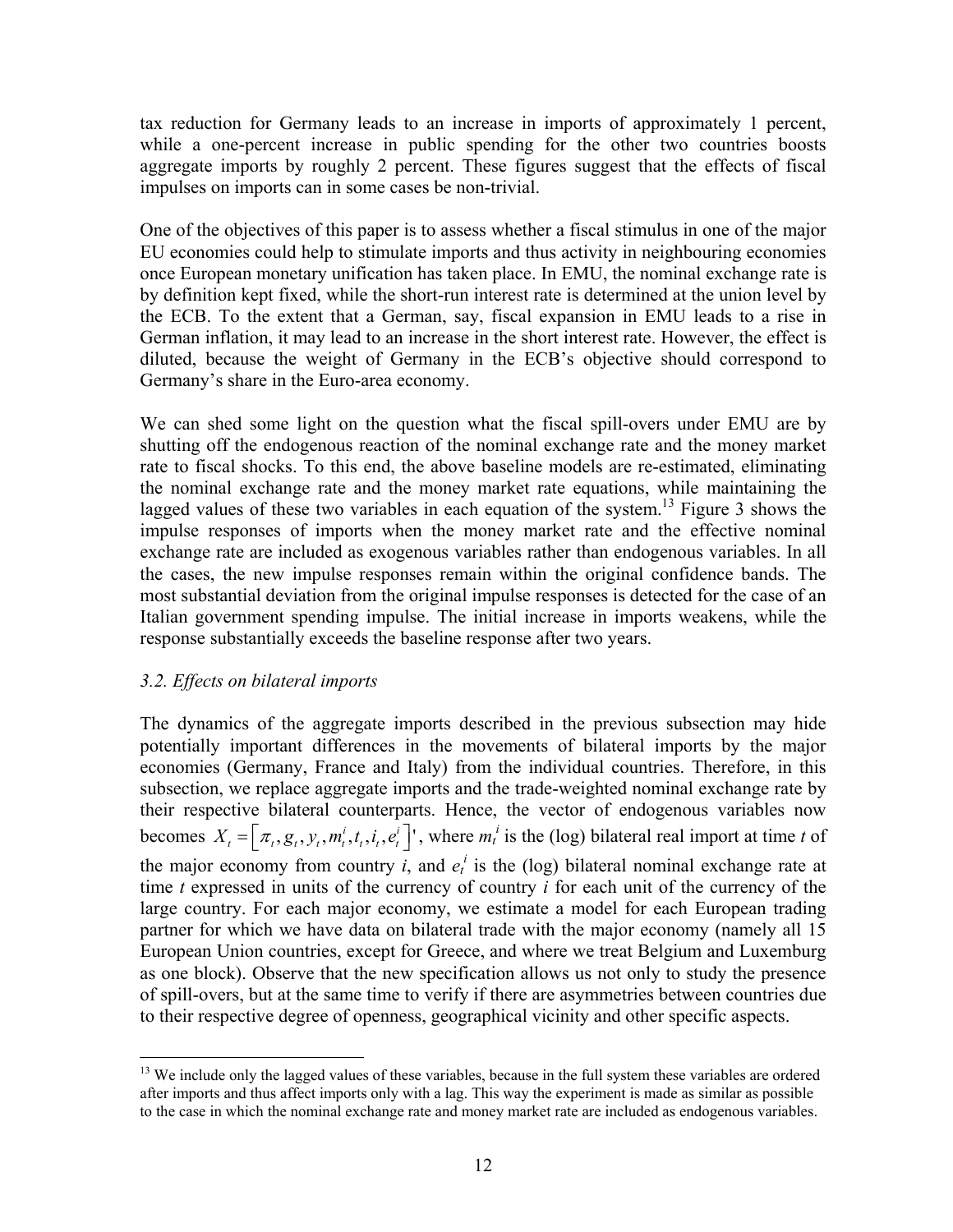tax reduction for Germany leads to an increase in imports of approximately 1 percent, while a one-percent increase in public spending for the other two countries boosts aggregate imports by roughly 2 percent. These figures suggest that the effects of fiscal impulses on imports can in some cases be non-trivial.

One of the objectives of this paper is to assess whether a fiscal stimulus in one of the major EU economies could help to stimulate imports and thus activity in neighbouring economies once European monetary unification has taken place. In EMU, the nominal exchange rate is by definition kept fixed, while the short-run interest rate is determined at the union level by the ECB. To the extent that a German, say, fiscal expansion in EMU leads to a rise in German inflation, it may lead to an increase in the short interest rate. However, the effect is diluted, because the weight of Germany in the ECB's objective should correspond to Germany's share in the Euro-area economy.

We can shed some light on the question what the fiscal spill-overs under EMU are by shutting off the endogenous reaction of the nominal exchange rate and the money market rate to fiscal shocks. To this end, the above baseline models are re-estimated, eliminating the nominal exchange rate and the money market rate equations, while maintaining the lagged values of these two variables in each equation of the system.[13] Figure 3 shows the impulse responses of imports when the money market rate and the effective nominal exchange rate are included as exogenous variables rather than endogenous variables. In all the cases, the new impulse responses remain within the original confidence bands. The most substantial deviation from the original impulse responses is detected for the case of an Italian government spending impulse. The initial increase in imports weakens, while the response substantially exceeds the baseline response after two years.

### *3.2. Effects on bilateral imports*

The dynamics of the aggregate imports described in the previous subsection may hide potentially important differences in the movements of bilateral imports by the major economies (Germany, France and Italy) from the individual countries. Therefore, in this subsection, we replace aggregate imports and the trade-weighted nominal exchange rate by their respective bilateral counterparts. Hence, the vector of endogenous variables now becomes $X_t = \left[\pi_t, g_t, y_t, m_t^i, t_t, i_t, e_t^i\right]'$, where $m_t^i$ is the (log) bilateral real import at time *t* of the major economy from country *i*, and $e_t^i$ is the (log) bilateral nominal exchange rate at time *t* expressed in units of the currency of country *i* for each unit of the currency of the large country. For each major economy, we estimate a model for each European trading partner for which we have data on bilateral trade with the major economy (namely all 15 European Union countries, except for Greece, and where we treat Belgium and Luxemburg as one block). Observe that the new specification allows us not only to study the presence of spill-overs, but at the same time to verify if there are asymmetries between countries due to their respective degree of openness, geographical vicinity and other specific aspects.

---

[13] We include only the lagged values of these variables, because in the full system these variables are ordered after imports and thus affect imports only with a lag. This way the experiment is made as similar as possible to the case in which the nominal exchange rate and money market rate are included as endogenous variables.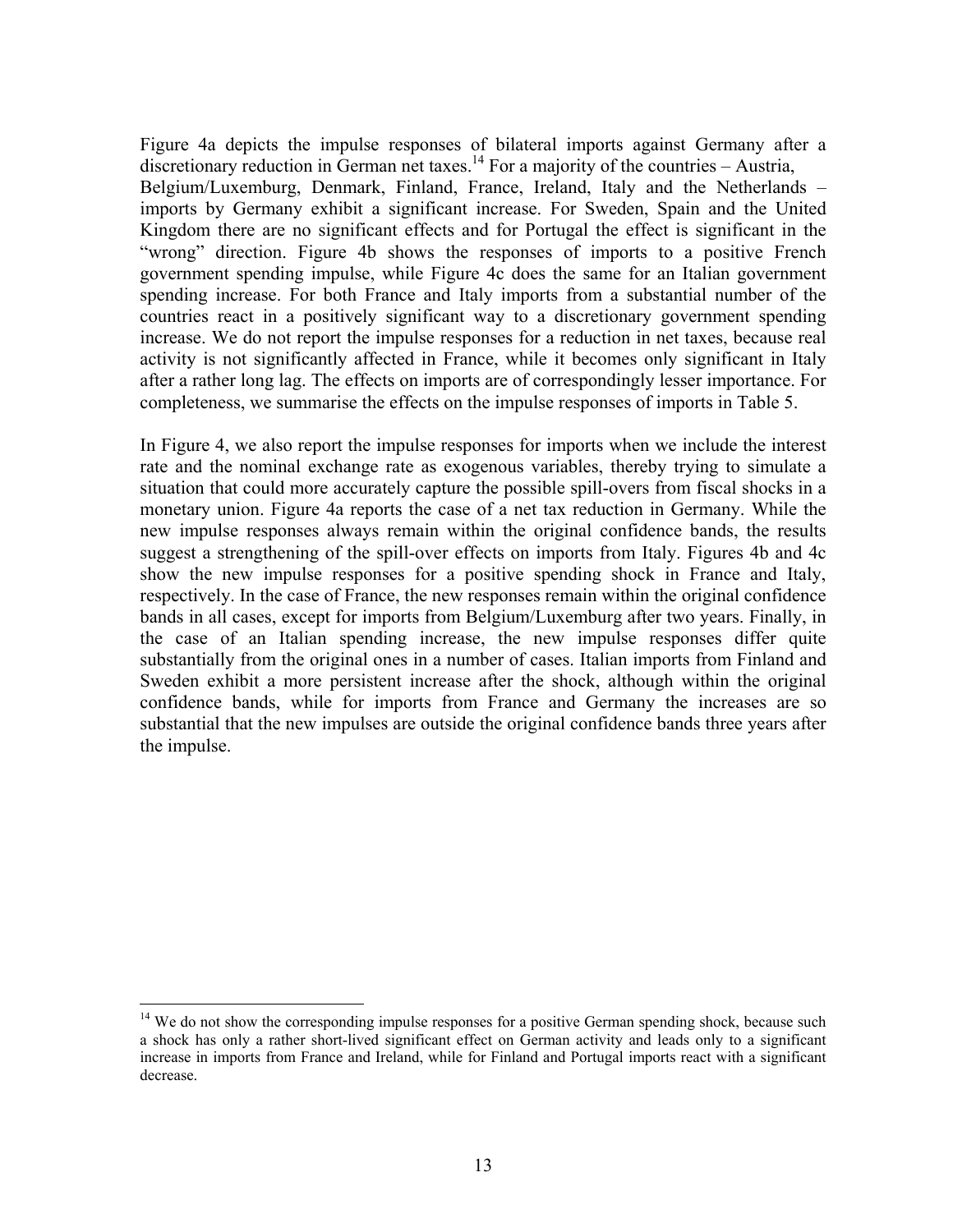Figure 4a depicts the impulse responses of bilateral imports against Germany after a discretionary reduction in German net taxes.[14] For a majority of the countries – Austria, Belgium/Luxemburg, Denmark, Finland, France, Ireland, Italy and the Netherlands – imports by Germany exhibit a significant increase. For Sweden, Spain and the United Kingdom there are no significant effects and for Portugal the effect is significant in the "wrong" direction. Figure 4b shows the responses of imports to a positive French government spending impulse, while Figure 4c does the same for an Italian government spending increase. For both France and Italy imports from a substantial number of the countries react in a positively significant way to a discretionary government spending increase. We do not report the impulse responses for a reduction in net taxes, because real activity is not significantly affected in France, while it becomes only significant in Italy after a rather long lag. The effects on imports are of correspondingly lesser importance. For completeness, we summarise the effects on the impulse responses of imports in Table 5.

In Figure 4, we also report the impulse responses for imports when we include the interest rate and the nominal exchange rate as exogenous variables, thereby trying to simulate a situation that could more accurately capture the possible spill-overs from fiscal shocks in a monetary union. Figure 4a reports the case of a net tax reduction in Germany. While the new impulse responses always remain within the original confidence bands, the results suggest a strengthening of the spill-over effects on imports from Italy. Figures 4b and 4c show the new impulse responses for a positive spending shock in France and Italy, respectively. In the case of France, the new responses remain within the original confidence bands in all cases, except for imports from Belgium/Luxemburg after two years. Finally, in the case of an Italian spending increase, the new impulse responses differ quite substantially from the original ones in a number of cases. Italian imports from Finland and Sweden exhibit a more persistent increase after the shock, although within the original confidence bands, while for imports from France and Germany the increases are so substantial that the new impulses are outside the original confidence bands three years after the impulse.

[14] We do not show the corresponding impulse responses for a positive German spending shock, because such a shock has only a rather short-lived significant effect on German activity and leads only to a significant increase in imports from France and Ireland, while for Finland and Portugal imports react with a significant decrease.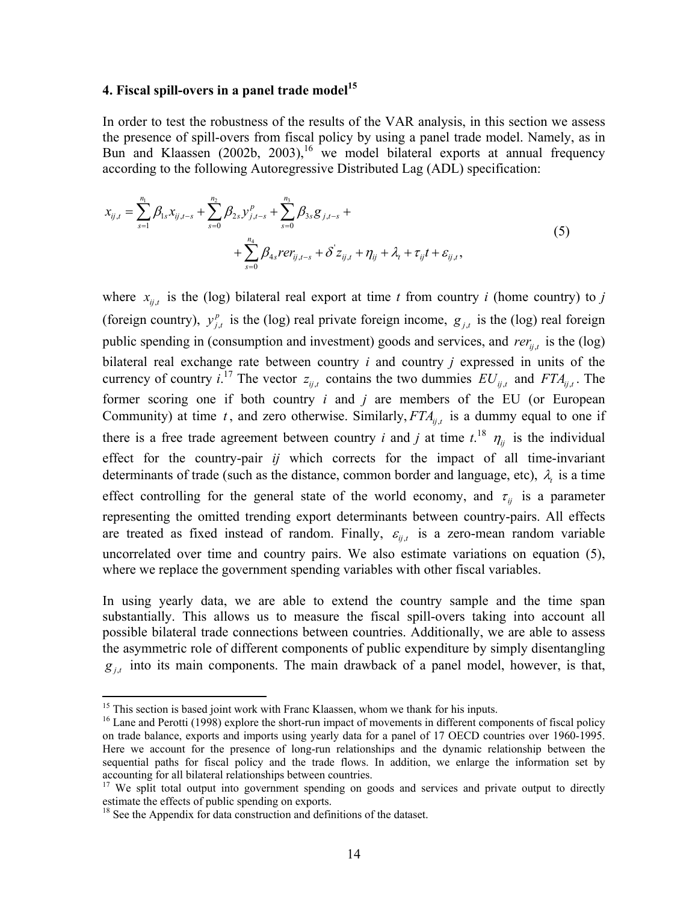## 4. Fiscal spill-overs in a panel trade model[15]

In order to test the robustness of the results of the VAR analysis, in this section we assess the presence of spill-overs from fiscal policy by using a panel trade model. Namely, as in Bun and Klaassen (2002b, 2003),[16] we model bilateral exports at annual frequency according to the following Autoregressive Distributed Lag (ADL) specification:

$$
\begin{aligned}
x_{ij,t} = \sum_{s=1}^{n_1} \beta_{1s} x_{ij,t-s} + \sum_{s=0}^{n_2} \beta_{2s} y^{p}_{j,t-s} + \sum_{s=0}^{n_3} \beta_{3s} g_{j,t-s} + \\
+ \sum_{s=0}^{n_4} \beta_{4s} rer_{ij,t-s} + \delta^{'} z_{ij,t} + \eta_{ij} + \lambda_t + \tau_{ij} t + \varepsilon_{ij,t},
\end{aligned}
\tag{5}
$$

where $x_{ij,t}$ is the (log) bilateral real export at time *t* from country *i* (home country) to *j* (foreign country), $y^{p}_{j,t}$ is the (log) real private foreign income, $g_{j,t}$ is the (log) real foreign public spending in (consumption and investment) goods and services, and $rer_{ij,t}$ is the (log) bilateral real exchange rate between country *i* and country *j* expressed in units of the currency of country *i*.[17] The vector $z_{ij,t}$ contains the two dummies $EU_{ij,t}$ and $FTA_{ij,t}$. The former scoring one if both country *i* and *j* are members of the EU (or European Community) at time $t$, and zero otherwise. Similarly, $FTA_{ij,t}$ is a dummy equal to one if there is a free trade agreement between country *i* and *j* at time *t*.[18] $\eta_{ij}$ is the individual effect for the country-pair *ij* which corrects for the impact of all time-invariant determinants of trade (such as the distance, common border and language, etc), $\lambda_t$ is a time effect controlling for the general state of the world economy, and $\tau_{ij}$ is a parameter representing the omitted trending export determinants between country-pairs. All effects are treated as fixed instead of random. Finally, $\varepsilon_{ij,t}$ is a zero-mean random variable uncorrelated over time and country pairs. We also estimate variations on equation (5), where we replace the government spending variables with other fiscal variables.

In using yearly data, we are able to extend the country sample and the time span substantially. This allows us to measure the fiscal spill-overs taking into account all possible bilateral trade connections between countries. Additionally, we are able to assess the asymmetric role of different components of public expenditure by simply disentangling $g_{j,t}$ into its main components. The main drawback of a panel model, however, is that,

[15] This section is based joint work with Franc Klaassen, whom we thank for his inputs.

[16] Lane and Perotti (1998) explore the short-run impact of movements in different components of fiscal policy on trade balance, exports and imports using yearly data for a panel of 17 OECD countries over 1960-1995. Here we account for the presence of long-run relationships and the dynamic relationship between the sequential paths for fiscal policy and the trade flows. In addition, we enlarge the information set by accounting for all bilateral relationships between countries.

[17] We split total output into government spending on goods and services and private output to directly estimate the effects of public spending on exports.

[18] See the Appendix for data construction and definitions of the dataset.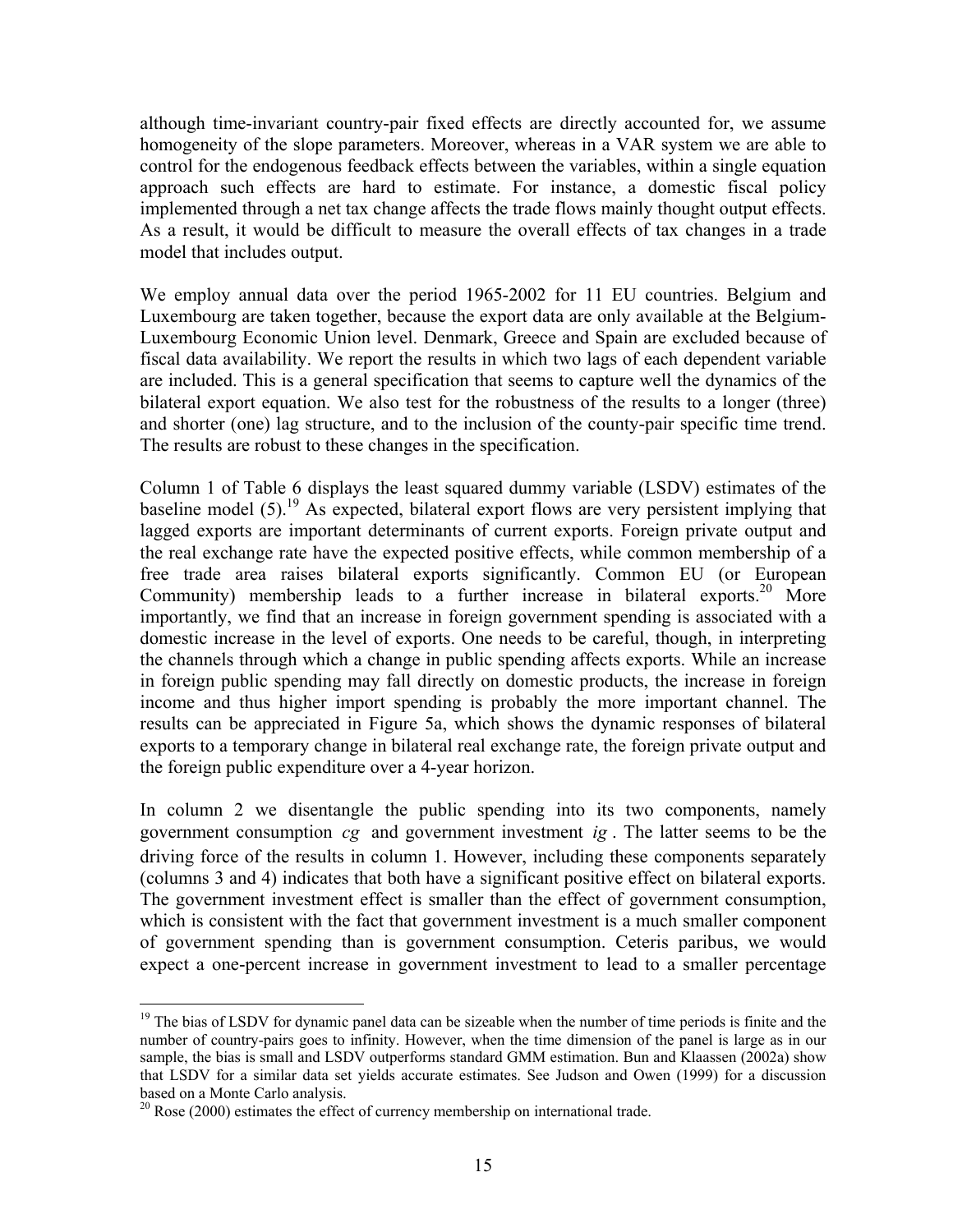although time-invariant country-pair fixed effects are directly accounted for, we assume homogeneity of the slope parameters. Moreover, whereas in a VAR system we are able to control for the endogenous feedback effects between the variables, within a single equation approach such effects are hard to estimate. For instance, a domestic fiscal policy implemented through a net tax change affects the trade flows mainly thought output effects. As a result, it would be difficult to measure the overall effects of tax changes in a trade model that includes output.

We employ annual data over the period 1965-2002 for 11 EU countries. Belgium and Luxembourg are taken together, because the export data are only available at the Belgium-Luxembourg Economic Union level. Denmark, Greece and Spain are excluded because of fiscal data availability. We report the results in which two lags of each dependent variable are included. This is a general specification that seems to capture well the dynamics of the bilateral export equation. We also test for the robustness of the results to a longer (three) and shorter (one) lag structure, and to the inclusion of the county-pair specific time trend. The results are robust to these changes in the specification.

Column 1 of Table 6 displays the least squared dummy variable (LSDV) estimates of the baseline model (5).[19] As expected, bilateral export flows are very persistent implying that lagged exports are important determinants of current exports. Foreign private output and the real exchange rate have the expected positive effects, while common membership of a free trade area raises bilateral exports significantly. Common EU (or European Community) membership leads to a further increase in bilateral exports.[20] More importantly, we find that an increase in foreign government spending is associated with a domestic increase in the level of exports. One needs to be careful, though, in interpreting the channels through which a change in public spending affects exports. While an increase in foreign public spending may fall directly on domestic products, the increase in foreign income and thus higher import spending is probably the more important channel. The results can be appreciated in Figure 5a, which shows the dynamic responses of bilateral exports to a temporary change in bilateral real exchange rate, the foreign private output and the foreign public expenditure over a 4-year horizon.

In column 2 we disentangle the public spending into its two components, namely government consumption $cg$ and government investment $ig$. The latter seems to be the driving force of the results in column 1. However, including these components separately (columns 3 and 4) indicates that both have a significant positive effect on bilateral exports. The government investment effect is smaller than the effect of government consumption, which is consistent with the fact that government investment is a much smaller component of government spending than is government consumption. Ceteris paribus, we would expect a one-percent increase in government investment to lead to a smaller percentage

---

[19] The bias of LSDV for dynamic panel data can be sizeable when the number of time periods is finite and the number of country-pairs goes to infinity. However, when the time dimension of the panel is large as in our sample, the bias is small and LSDV outperforms standard GMM estimation. Bun and Klaassen (2002a) show that LSDV for a similar data set yields accurate estimates. See Judson and Owen (1999) for a discussion based on a Monte Carlo analysis.

[20] Rose (2000) estimates the effect of currency membership on international trade.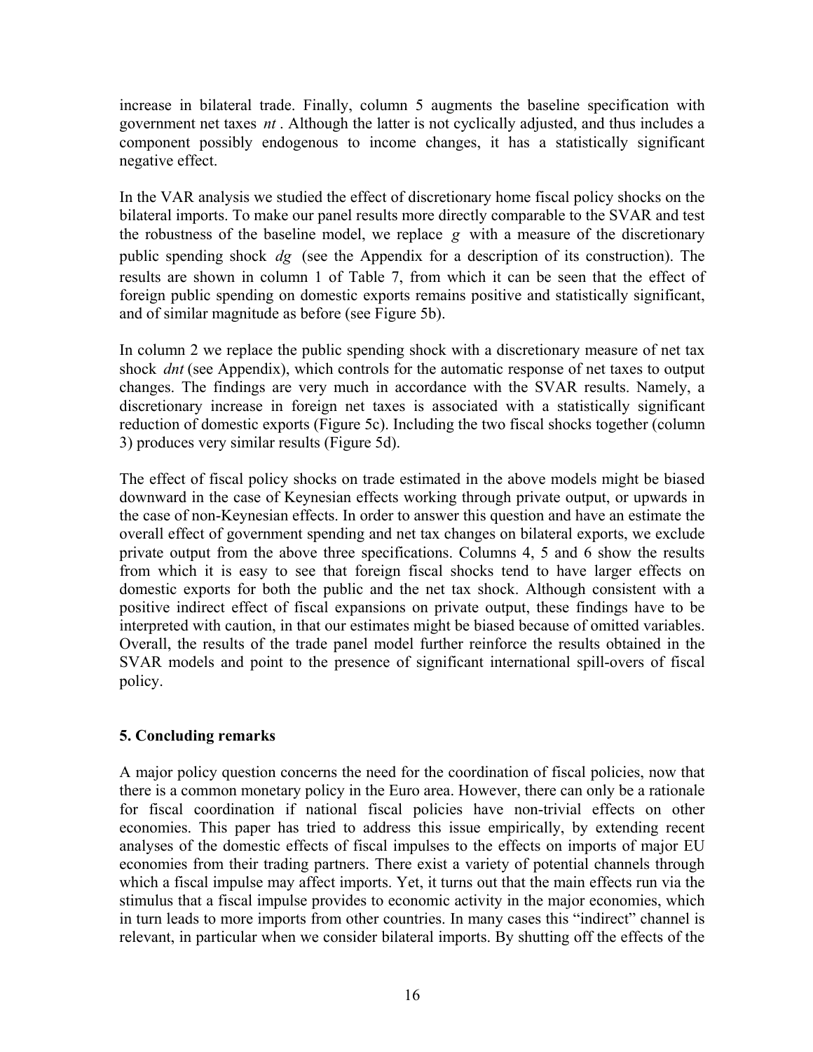increase in bilateral trade. Finally, column 5 augments the baseline specification with government net taxes $nt$. Although the latter is not cyclically adjusted, and thus includes a component possibly endogenous to income changes, it has a statistically significant negative effect.

In the VAR analysis we studied the effect of discretionary home fiscal policy shocks on the bilateral imports. To make our panel results more directly comparable to the SVAR and test the robustness of the baseline model, we replace $g$ with a measure of the discretionary public spending shock $dg$ (see the Appendix for a description of its construction). The results are shown in column 1 of Table 7, from which it can be seen that the effect of foreign public spending on domestic exports remains positive and statistically significant, and of similar magnitude as before (see Figure 5b).

In column 2 we replace the public spending shock with a discretionary measure of net tax shock $dnt$ (see Appendix), which controls for the automatic response of net taxes to output changes. The findings are very much in accordance with the SVAR results. Namely, a discretionary increase in foreign net taxes is associated with a statistically significant reduction of domestic exports (Figure 5c). Including the two fiscal shocks together (column 3) produces very similar results (Figure 5d).

The effect of fiscal policy shocks on trade estimated in the above models might be biased downward in the case of Keynesian effects working through private output, or upwards in the case of non-Keynesian effects. In order to answer this question and have an estimate the overall effect of government spending and net tax changes on bilateral exports, we exclude private output from the above three specifications. Columns 4, 5 and 6 show the results from which it is easy to see that foreign fiscal shocks tend to have larger effects on domestic exports for both the public and the net tax shock. Although consistent with a positive indirect effect of fiscal expansions on private output, these findings have to be interpreted with caution, in that our estimates might be biased because of omitted variables. Overall, the results of the trade panel model further reinforce the results obtained in the SVAR models and point to the presence of significant international spill-overs of fiscal policy.

## 5. Concluding remarks

A major policy question concerns the need for the coordination of fiscal policies, now that there is a common monetary policy in the Euro area. However, there can only be a rationale for fiscal coordination if national fiscal policies have non-trivial effects on other economies. This paper has tried to address this issue empirically, by extending recent analyses of the domestic effects of fiscal impulses to the effects on imports of major EU economies from their trading partners. There exist a variety of potential channels through which a fiscal impulse may affect imports. Yet, it turns out that the main effects run via the stimulus that a fiscal impulse provides to economic activity in the major economies, which in turn leads to more imports from other countries. In many cases this "indirect" channel is relevant, in particular when we consider bilateral imports. By shutting off the effects of the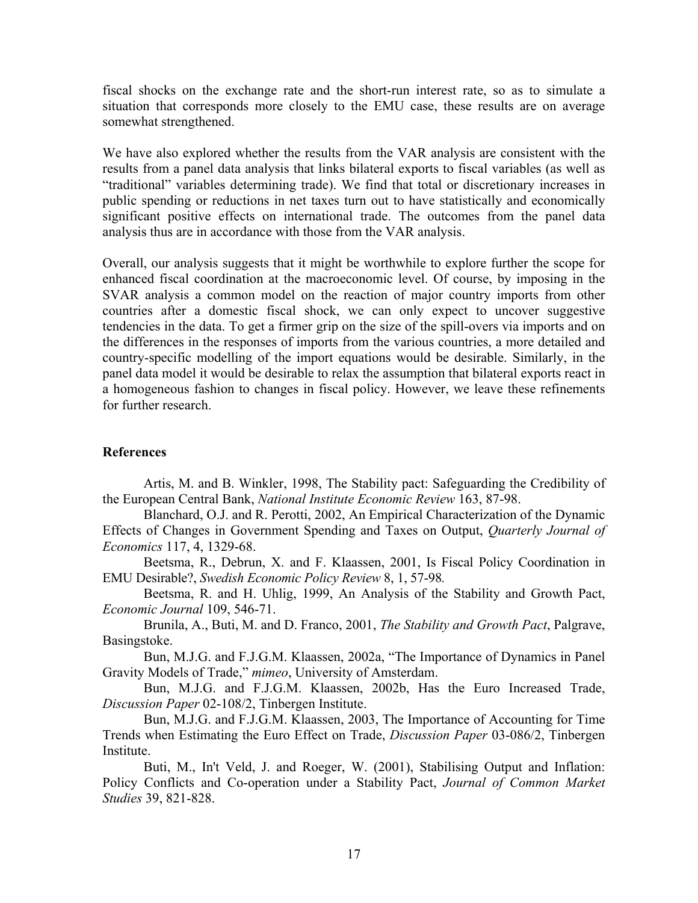fiscal shocks on the exchange rate and the short-run interest rate, so as to simulate a situation that corresponds more closely to the EMU case, these results are on average somewhat strengthened.

We have also explored whether the results from the VAR analysis are consistent with the results from a panel data analysis that links bilateral exports to fiscal variables (as well as "traditional" variables determining trade). We find that total or discretionary increases in public spending or reductions in net taxes turn out to have statistically and economically significant positive effects on international trade. The outcomes from the panel data analysis thus are in accordance with those from the VAR analysis.

Overall, our analysis suggests that it might be worthwhile to explore further the scope for enhanced fiscal coordination at the macroeconomic level. Of course, by imposing in the SVAR analysis a common model on the reaction of major country imports from other countries after a domestic fiscal shock, we can only expect to uncover suggestive tendencies in the data. To get a firmer grip on the size of the spill-overs via imports and on the differences in the responses of imports from the various countries, a more detailed and country-specific modelling of the import equations would be desirable. Similarly, in the panel data model it would be desirable to relax the assumption that bilateral exports react in a homogeneous fashion to changes in fiscal policy. However, we leave these refinements for further research.

**References**

Artis, M. and B. Winkler, 1998, The Stability pact: Safeguarding the Credibility of the European Central Bank, *National Institute Economic Review* 163, 87-98.

Blanchard, O.J. and R. Perotti, 2002, An Empirical Characterization of the Dynamic Effects of Changes in Government Spending and Taxes on Output, *Quarterly Journal of Economics* 117, 4, 1329-68.

Beetsma, R., Debrun, X. and F. Klaassen, 2001, Is Fiscal Policy Coordination in EMU Desirable?, *Swedish Economic Policy Review* 8, 1, 57-98.

Beetsma, R. and H. Uhlig, 1999, An Analysis of the Stability and Growth Pact, *Economic Journal* 109, 546-71.

Brunila, A., Buti, M. and D. Franco, 2001, *The Stability and Growth Pact*, Palgrave, Basingstoke.

Bun, M.J.G. and F.J.G.M. Klaassen, 2002a, "The Importance of Dynamics in Panel Gravity Models of Trade," *mimeo*, University of Amsterdam.

Bun, M.J.G. and F.J.G.M. Klaassen, 2002b, Has the Euro Increased Trade, *Discussion Paper* 02-108/2, Tinbergen Institute.

Bun, M.J.G. and F.J.G.M. Klaassen, 2003, The Importance of Accounting for Time Trends when Estimating the Euro Effect on Trade, *Discussion Paper* 03-086/2, Tinbergen Institute.

Buti, M., In't Veld, J. and Roeger, W. (2001), Stabilising Output and Inflation: Policy Conflicts and Co-operation under a Stability Pact, *Journal of Common Market Studies* 39, 821-828.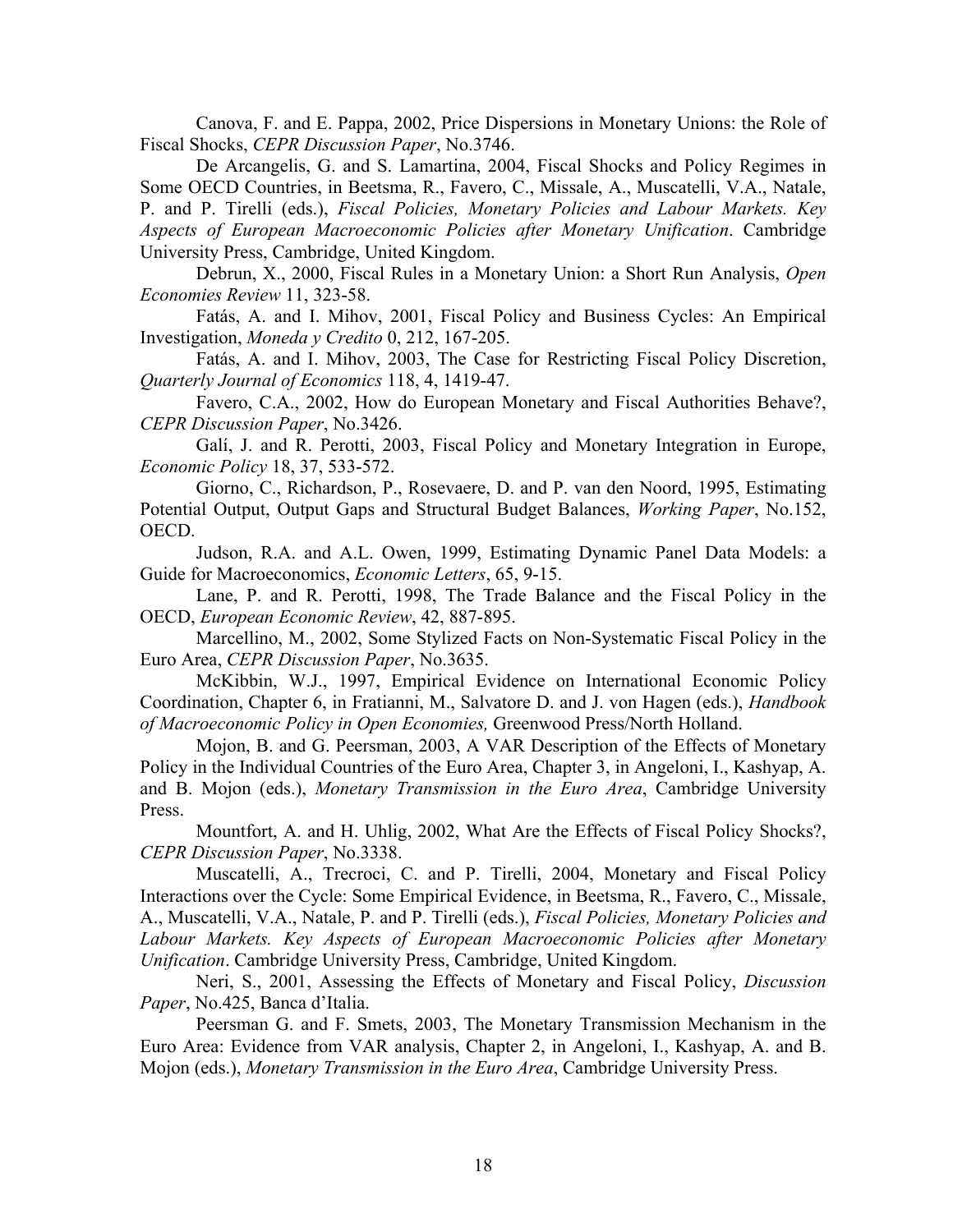Canova, F. and E. Pappa, 2002, Price Dispersions in Monetary Unions: the Role of Fiscal Shocks, *CEPR Discussion Paper*, No.3746.

De Arcangelis, G. and S. Lamartina, 2004, Fiscal Shocks and Policy Regimes in Some OECD Countries, in Beetsma, R., Favero, C., Missale, A., Muscatelli, V.A., Natale, P. and P. Tirelli (eds.), *Fiscal Policies, Monetary Policies and Labour Markets. Key Aspects of European Macroeconomic Policies after Monetary Unification*. Cambridge University Press, Cambridge, United Kingdom.

Debrun, X., 2000, Fiscal Rules in a Monetary Union: a Short Run Analysis, *Open Economies Review* 11, 323-58.

Fatás, A. and I. Mihov, 2001, Fiscal Policy and Business Cycles: An Empirical Investigation, *Moneda y Credito* 0, 212, 167-205.

Fatás, A. and I. Mihov, 2003, The Case for Restricting Fiscal Policy Discretion, *Quarterly Journal of Economics* 118, 4, 1419-47.

Favero, C.A., 2002, How do European Monetary and Fiscal Authorities Behave?, *CEPR Discussion Paper*, No.3426.

Galí, J. and R. Perotti, 2003, Fiscal Policy and Monetary Integration in Europe, *Economic Policy* 18, 37, 533-572.

Giorno, C., Richardson, P., Rosevaere, D. and P. van den Noord, 1995, Estimating Potential Output, Output Gaps and Structural Budget Balances, *Working Paper*, No.152, OECD.

Judson, R.A. and A.L. Owen, 1999, Estimating Dynamic Panel Data Models: a Guide for Macroeconomics, *Economic Letters*, 65, 9-15.

Lane, P. and R. Perotti, 1998, The Trade Balance and the Fiscal Policy in the OECD, *European Economic Review*, 42, 887-895.

Marcellino, M., 2002, Some Stylized Facts on Non-Systematic Fiscal Policy in the Euro Area, *CEPR Discussion Paper*, No.3635.

McKibbin, W.J., 1997, Empirical Evidence on International Economic Policy Coordination, Chapter 6, in Fratianni, M., Salvatore D. and J. von Hagen (eds.), *Handbook of Macroeconomic Policy in Open Economies,* Greenwood Press/North Holland.

Mojon, B. and G. Peersman, 2003, A VAR Description of the Effects of Monetary Policy in the Individual Countries of the Euro Area, Chapter 3, in Angeloni, I., Kashyap, A. and B. Mojon (eds.), *Monetary Transmission in the Euro Area*, Cambridge University Press.

Mountfort, A. and H. Uhlig, 2002, What Are the Effects of Fiscal Policy Shocks?, *CEPR Discussion Paper*, No.3338.

Muscatelli, A., Trecroci, C. and P. Tirelli, 2004, Monetary and Fiscal Policy Interactions over the Cycle: Some Empirical Evidence, in Beetsma, R., Favero, C., Missale, A., Muscatelli, V.A., Natale, P. and P. Tirelli (eds.), *Fiscal Policies, Monetary Policies and Labour Markets. Key Aspects of European Macroeconomic Policies after Monetary Unification*. Cambridge University Press, Cambridge, United Kingdom.

Neri, S., 2001, Assessing the Effects of Monetary and Fiscal Policy, *Discussion Paper*, No.425, Banca d'Italia.

Peersman G. and F. Smets, 2003, The Monetary Transmission Mechanism in the Euro Area: Evidence from VAR analysis, Chapter 2, in Angeloni, I., Kashyap, A. and B. Mojon (eds.), *Monetary Transmission in the Euro Area*, Cambridge University Press.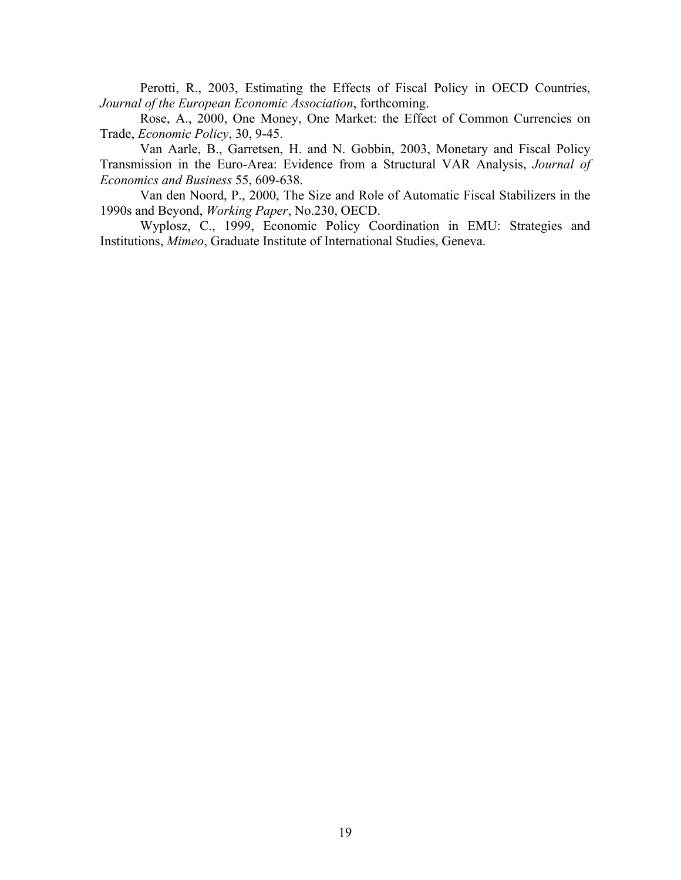Perotti, R., 2003, Estimating the Effects of Fiscal Policy in OECD Countries, *Journal of the European Economic Association*, forthcoming.

Rose, A., 2000, One Money, One Market: the Effect of Common Currencies on Trade, *Economic Policy*, 30, 9-45.

Van Aarle, B., Garretsen, H. and N. Gobbin, 2003, Monetary and Fiscal Policy Transmission in the Euro-Area: Evidence from a Structural VAR Analysis, *Journal of Economics and Business* 55, 609-638.

Van den Noord, P., 2000, The Size and Role of Automatic Fiscal Stabilizers in the 1990s and Beyond, *Working Paper*, No.230, OECD.

Wyplosz, C., 1999, Economic Policy Coordination in EMU: Strategies and Institutions, *Mimeo*, Graduate Institute of International Studies, Geneva.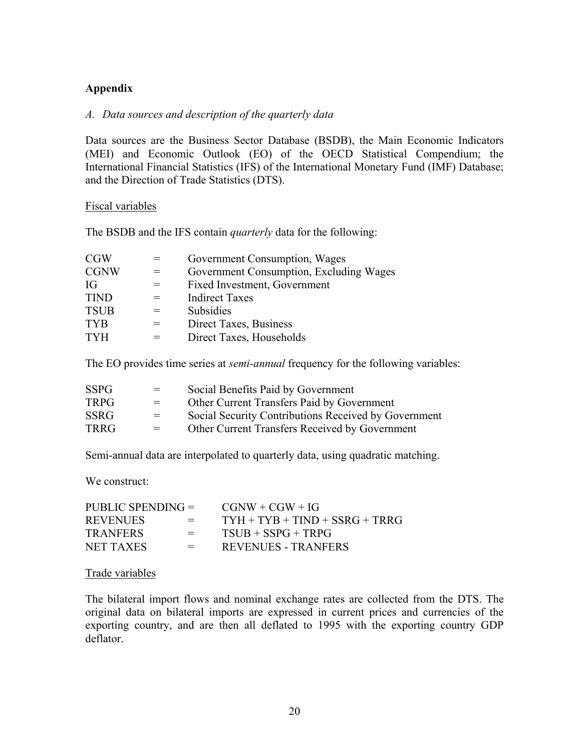## Appendix

### *A. Data sources and description of the quarterly data*

Data sources are the Business Sector Database (BSDB), the Main Economic Indicators (MEI) and Economic Outlook (EO) of the OECD Statistical Compendium; the International Financial Statistics (IFS) of the International Monetary Fund (IMF) Database; and the Direction of Trade Statistics (DTS).

Fiscal variables

The BSDB and the IFS contain *quarterly* data for the following:

| | | |
|---|---|---|
| CGW | = | Government Consumption, Wages |
| CGNW | = | Government Consumption, Excluding Wages |
| IG | = | Fixed Investment, Government |
| TIND | = | Indirect Taxes |
| TSUB | = | Subsidies |
| TYB | = | Direct Taxes, Business |
| TYH | = | Direct Taxes, Households |

The EO provides time series at *semi-annual* frequency for the following variables:

| | | |
|---|---|---|
| SSPG | = | Social Benefits Paid by Government |
| TRPG | = | Other Current Transfers Paid by Government |
| SSRG | = | Social Security Contributions Received by Government |
| TRRG | = | Other Current Transfers Received by Government |

Semi-annual data are interpolated to quarterly data, using quadratic matching.

We construct:

| | | |
|---|---|---|
| PUBLIC SPENDING | = | CGNW + CGW + IG |
| REVENUES | = | TYH + TYB + TIND + SSRG + TRRG |
| TRANFERS | = | TSUB + SSPG + TRPG |
| NET TAXES | = | REVENUES - TRANFERS |

Trade variables

The bilateral import flows and nominal exchange rates are collected from the DTS. The original data on bilateral imports are expressed in current prices and currencies of the exporting country, and are then all deflated to 1995 with the exporting country GDP deflator.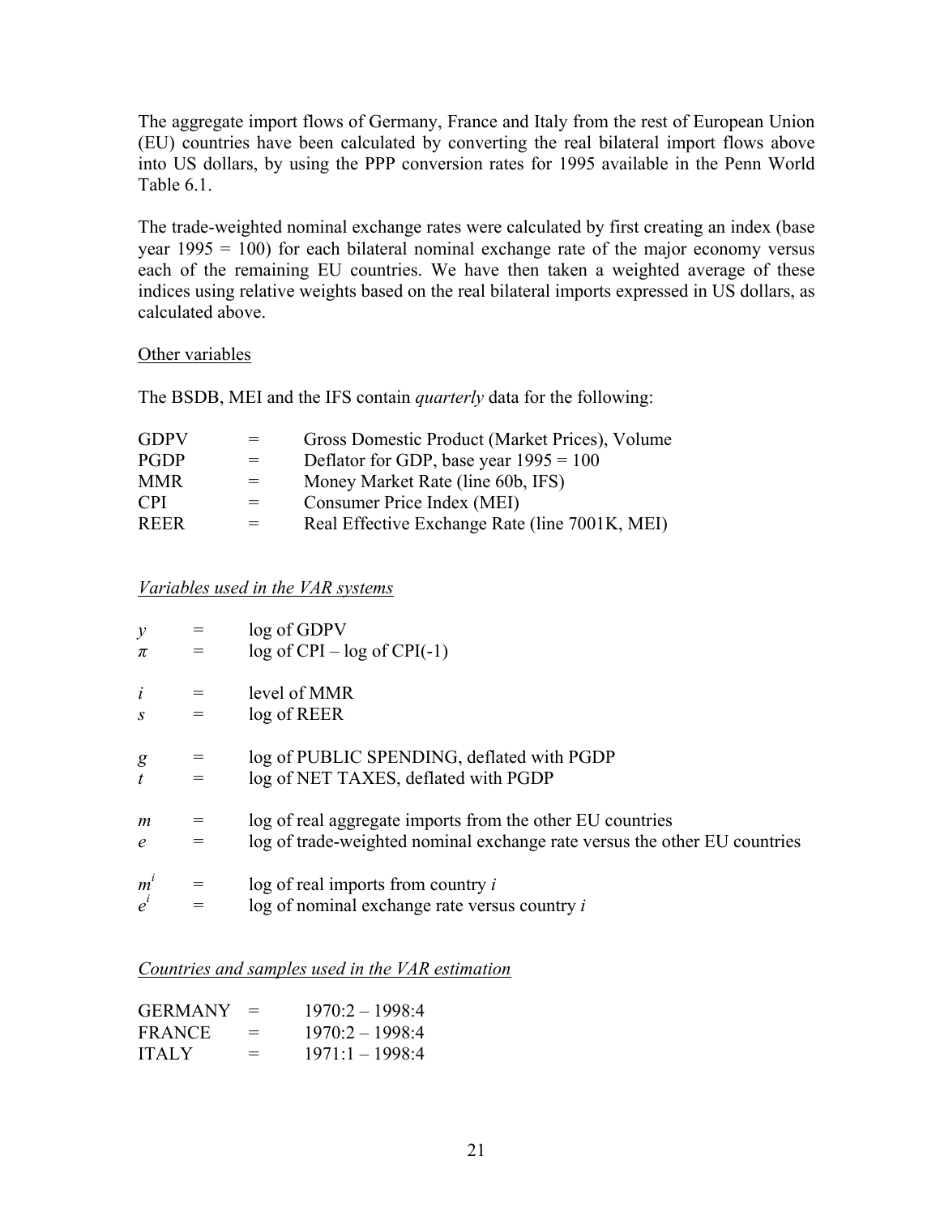The aggregate import flows of Germany, France and Italy from the rest of European Union (EU) countries have been calculated by converting the real bilateral import flows above into US dollars, by using the PPP conversion rates for 1995 available in the Penn World Table 6.1.

The trade-weighted nominal exchange rates were calculated by first creating an index (base year 1995 = 100) for each bilateral nominal exchange rate of the major economy versus each of the remaining EU countries. We have then taken a weighted average of these indices using relative weights based on the real bilateral imports expressed in US dollars, as calculated above.

<u>Other variables</u>

The BSDB, MEI and the IFS contain *quarterly* data for the following:

| | | |
|---|---|---|
| GDPV | = | Gross Domestic Product (Market Prices), Volume |
| PGDP | = | Deflator for GDP, base year 1995 = 100 |
| MMR | = | Money Market Rate (line 60b, IFS) |
| CPI | = | Consumer Price Index (MEI) |
| REER | = | Real Effective Exchange Rate (line 7001K, MEI) |

*<u>Variables used in the VAR systems</u>*

| | | |
|---|---|---|
| $y$ | = | log of GDPV |
| $\pi$ | = | log of CPI – log of CPI(-1) |
| $i$ | = | level of MMR |
| $s$ | = | log of REER |
| $g$ | = | log of PUBLIC SPENDING, deflated with PGDP |
| $t$ | = | log of NET TAXES, deflated with PGDP |
| $m$ | = | log of real aggregate imports from the other EU countries |
| $e$ | = | log of trade-weighted nominal exchange rate versus the other EU countries |
| $m^i$ | = | log of real imports from country $i$ |
| $e^i$ | = | log of nominal exchange rate versus country $i$ |

*<u>Countries and samples used in the VAR estimation</u>*

| | | |
|---|---|---|
| GERMANY | = | 1970:2 – 1998:4 |
| FRANCE | = | 1970:2 – 1998:4 |
| ITALY | = | 1971:1 – 1998:4 |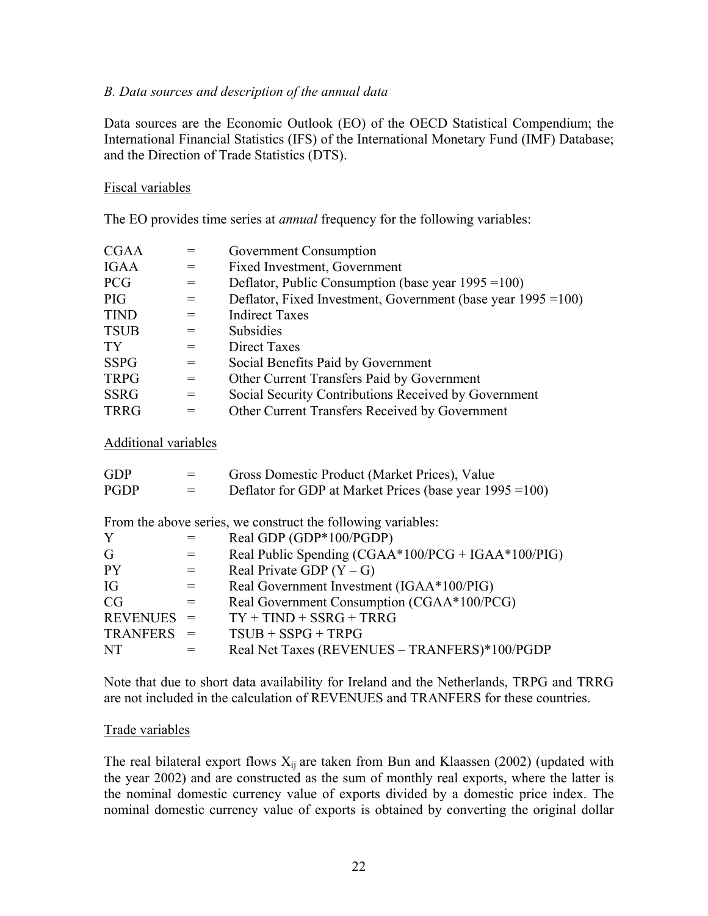*B. Data sources and description of the annual data*

Data sources are the Economic Outlook (EO) of the OECD Statistical Compendium; the International Financial Statistics (IFS) of the International Monetary Fund (IMF) Database; and the Direction of Trade Statistics (DTS).

Fiscal variables

The EO provides time series at *annual* frequency for the following variables:

| | | |
|---|---|---|
| CGAA | = | Government Consumption |
| IGAA | = | Fixed Investment, Government |
| PCG | = | Deflator, Public Consumption (base year 1995 =100) |
| PIG | = | Deflator, Fixed Investment, Government (base year 1995 =100) |
| TIND | = | Indirect Taxes |
| TSUB | = | Subsidies |
| TY | = | Direct Taxes |
| SSPG | = | Social Benefits Paid by Government |
| TRPG | = | Other Current Transfers Paid by Government |
| SSRG | = | Social Security Contributions Received by Government |
| TRRG | = | Other Current Transfers Received by Government |

Additional variables

| | | |
|---|---|---|
| GDP | = | Gross Domestic Product (Market Prices), Value |
| PGDP | = | Deflator for GDP at Market Prices (base year 1995 =100) |

From the above series, we construct the following variables:

| | | |
|---|---|---|
| Y | = | Real GDP (GDP*100/PGDP) |
| G | = | Real Public Spending (CGAA*100/PCG + IGAA*100/PIG) |
| PY | = | Real Private GDP (Y – G) |
| IG | = | Real Government Investment (IGAA*100/PIG) |
| CG | = | Real Government Consumption (CGAA*100/PCG) |
| REVENUES | = | TY + TIND + SSRG + TRRG |
| TRANFERS | = | TSUB + SSPG + TRPG |
| NT | = | Real Net Taxes (REVENUES – TRANFERS)*100/PGDP |

Note that due to short data availability for Ireland and the Netherlands, TRPG and TRRG are not included in the calculation of REVENUES and TRANFERS for these countries.

Trade variables

The real bilateral export flows $X_{ij}$ are taken from Bun and Klaassen (2002) (updated with the year 2002) and are constructed as the sum of monthly real exports, where the latter is the nominal domestic currency value of exports divided by a domestic price index. The nominal domestic currency value of exports is obtained by converting the original dollar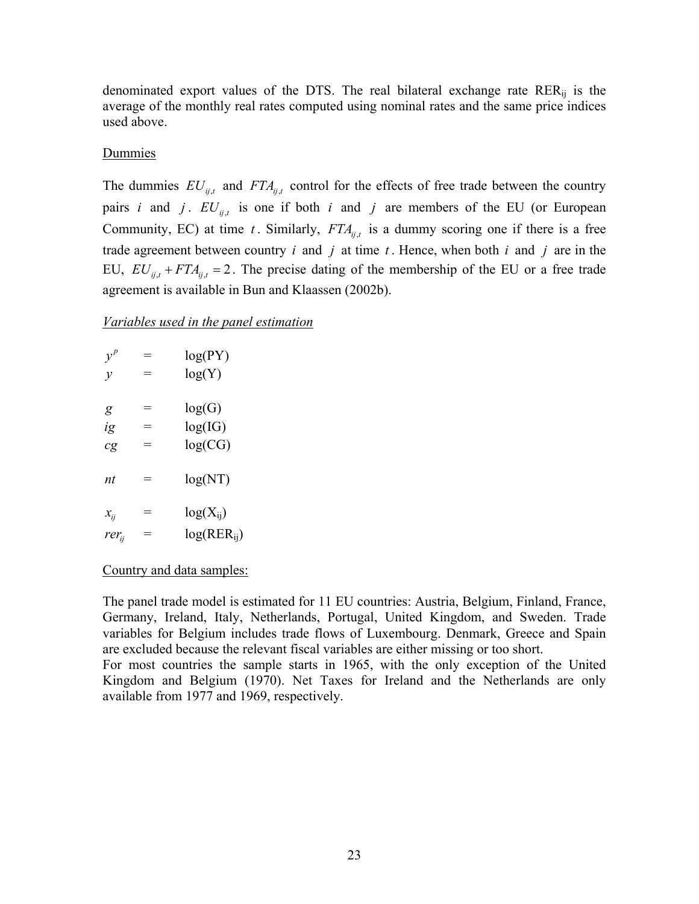denominated export values of the DTS. The real bilateral exchange rate $RER_{ij}$ is the average of the monthly real rates computed using nominal rates and the same price indices used above.

Dummies

The dummies $EU_{ij,t}$ and $FTA_{ij,t}$ control for the effects of free trade between the country pairs $i$ and $j$. $EU_{ij,t}$ is one if both $i$ and $j$ are members of the EU (or European Community, EC) at time $t$. Similarly, $FTA_{ij,t}$ is a dummy scoring one if there is a free trade agreement between country $i$ and $j$ at time $t$. Hence, when both $i$ and $j$ are in the EU, $EU_{ij,t} + FTA_{ij,t} = 2$. The precise dating of the membership of the EU or a free trade agreement is available in Bun and Klaassen (2002b).

*Variables used in the panel estimation*

$y^p$ = log(PY)
$y$ = log(Y)

$g$ = log(G)
$ig$ = log(IG)
$cg$ = log(CG)

$nt$ = log(NT)

$x_{ij}$ = log($X_{ij}$)
$rer_{ij}$ = log($RER_{ij}$)

Country and data samples:

The panel trade model is estimated for 11 EU countries: Austria, Belgium, Finland, France, Germany, Ireland, Italy, Netherlands, Portugal, United Kingdom, and Sweden. Trade variables for Belgium includes trade flows of Luxembourg. Denmark, Greece and Spain are excluded because the relevant fiscal variables are either missing or too short.
For most countries the sample starts in 1965, with the only exception of the United Kingdom and Belgium (1970). Net Taxes for Ireland and the Netherlands are only available from 1977 and 1969, respectively.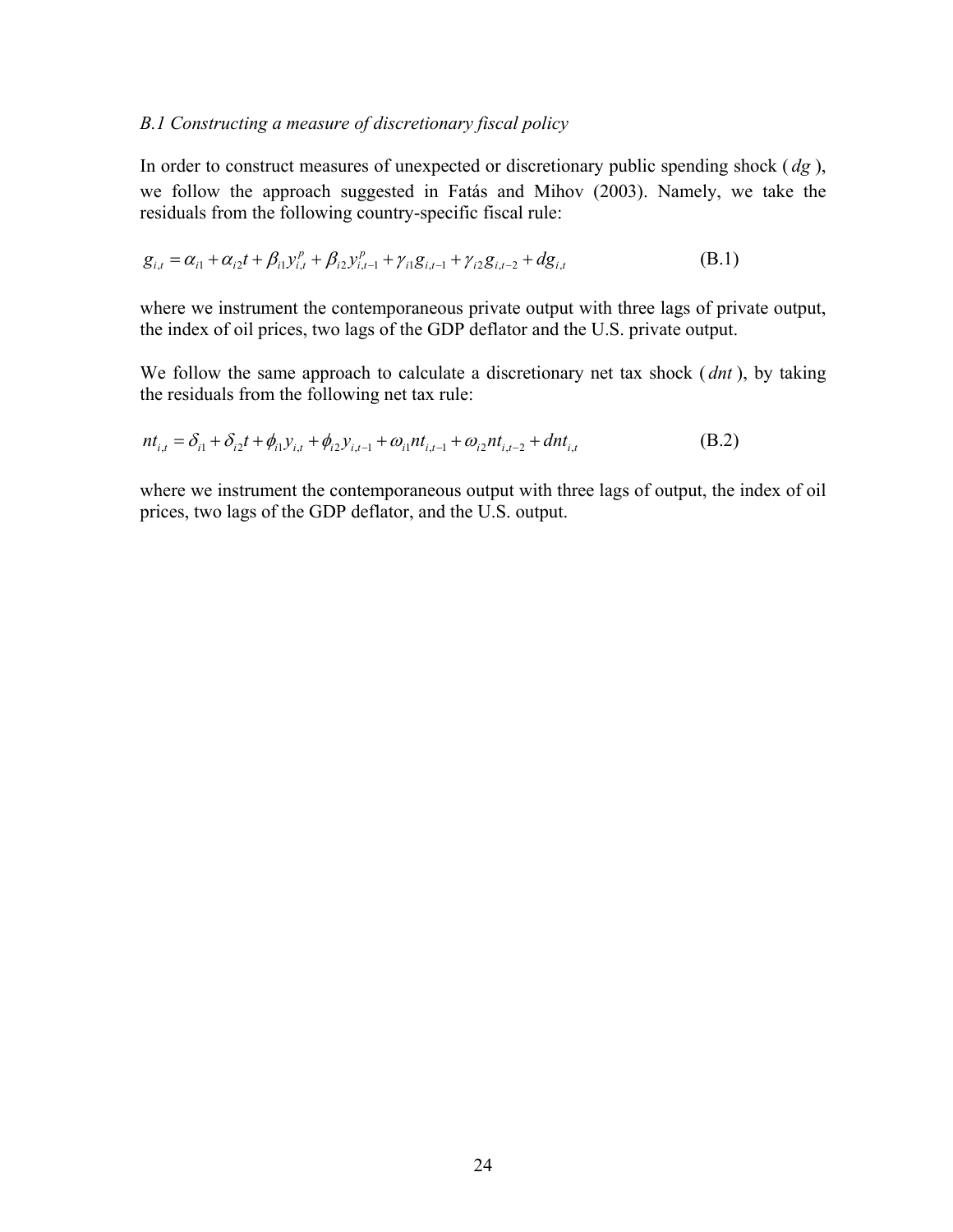*B.1 Constructing a measure of discretionary fiscal policy*

In order to construct measures of unexpected or discretionary public spending shock ( $dg$ ), we follow the approach suggested in Fatás and Mihov (2003). Namely, we take the residuals from the following country-specific fiscal rule:

$$g_{i,t} = \alpha_{i1} + \alpha_{i2}t + \beta_{i1}y_{i,t}^{p} + \beta_{i2}y_{i,t-1}^{p} + \gamma_{i1}g_{i,t-1} + \gamma_{i2}g_{i,t-2} + dg_{i,t} \tag{B.1}$$

where we instrument the contemporaneous private output with three lags of private output, the index of oil prices, two lags of the GDP deflator and the U.S. private output.

We follow the same approach to calculate a discretionary net tax shock ( $dnt$ ), by taking the residuals from the following net tax rule:

$$nt_{i,t} = \delta_{i1} + \delta_{i2}t + \phi_{i1}y_{i,t} + \phi_{i2}y_{i,t-1} + \omega_{i1}nt_{i,t-1} + \omega_{i2}nt_{i,t-2} + dnt_{i,t} \tag{B.2}$$

where we instrument the contemporaneous output with three lags of output, the index of oil prices, two lags of the GDP deflator, and the U.S. output.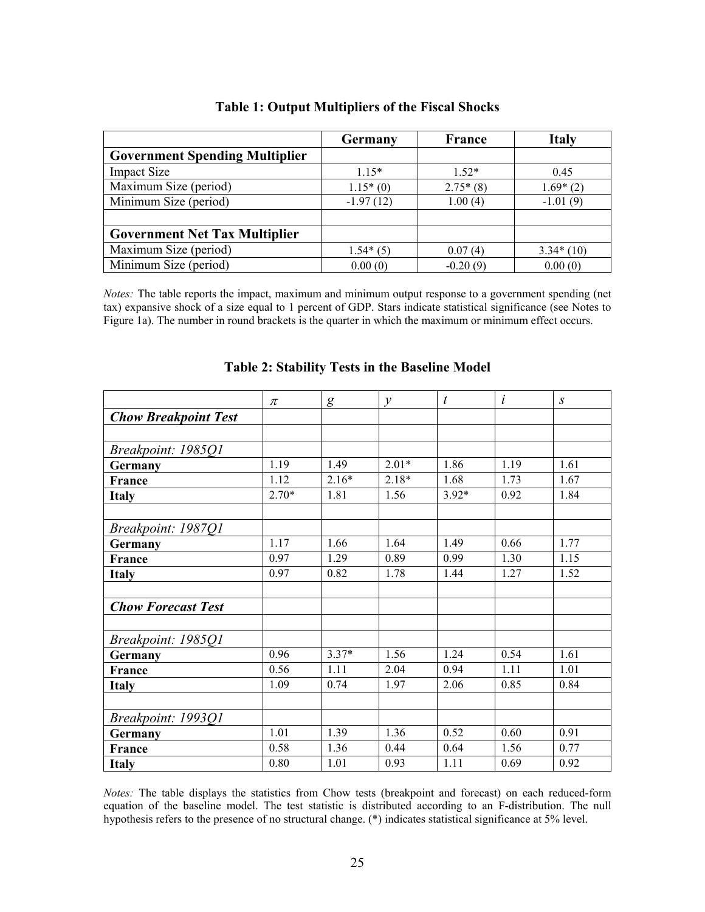### Table 1: Output Multipliers of the Fiscal Shocks

| | Germany | France | Italy |
|---|---|---|---|
| **Government Spending Multiplier** | | | |
| Impact Size | 1.15* | 1.52* | 0.45 |
| Maximum Size (period) | 1.15* (0) | 2.75* (8) | 1.69* (2) |
| Minimum Size (period) | -1.97 (12) | 1.00 (4) | -1.01 (9) |
| | | | |
| **Government Net Tax Multiplier** | | | |
| Maximum Size (period) | 1.54* (5) | 0.07 (4) | 3.34* (10) |
| Minimum Size (period) | 0.00 (0) | -0.20 (9) | 0.00 (0) |

*Notes:* The table reports the impact, maximum and minimum output response to a government spending (net tax) expansive shock of a size equal to 1 percent of GDP. Stars indicate statistical significance (see Notes to Figure 1a). The number in round brackets is the quarter in which the maximum or minimum effect occurs.

### Table 2: Stability Tests in the Baseline Model

| | $\pi$ | $g$ | $y$ | $t$ | $i$ | $s$ |
|---|---|---|---|---|---|---|
| ***Chow Breakpoint Test*** | | | | | | |
| | | | | | | |
| *Breakpoint: 1985Q1* | | | | | | |
| **Germany** | 1.19 | 1.49 | 2.01* | 1.86 | 1.19 | 1.61 |
| **France** | 1.12 | 2.16* | 2.18* | 1.68 | 1.73 | 1.67 |
| **Italy** | 2.70* | 1.81 | 1.56 | 3.92* | 0.92 | 1.84 |
| | | | | | | |
| *Breakpoint: 1987Q1* | | | | | | |
| **Germany** | 1.17 | 1.66 | 1.64 | 1.49 | 0.66 | 1.77 |
| **France** | 0.97 | 1.29 | 0.89 | 0.99 | 1.30 | 1.15 |
| **Italy** | 0.97 | 0.82 | 1.78 | 1.44 | 1.27 | 1.52 |
| | | | | | | |
| ***Chow Forecast Test*** | | | | | | |
| | | | | | | |
| *Breakpoint: 1985Q1* | | | | | | |
| **Germany** | 0.96 | 3.37* | 1.56 | 1.24 | 0.54 | 1.61 |
| **France** | 0.56 | 1.11 | 2.04 | 0.94 | 1.11 | 1.01 |
| **Italy** | 1.09 | 0.74 | 1.97 | 2.06 | 0.85 | 0.84 |
| | | | | | | |
| *Breakpoint: 1993Q1* | | | | | | |
| **Germany** | 1.01 | 1.39 | 1.36 | 0.52 | 0.60 | 0.91 |
| **France** | 0.58 | 1.36 | 0.44 | 0.64 | 1.56 | 0.77 |
| **Italy** | 0.80 | 1.01 | 0.93 | 1.11 | 0.69 | 0.92 |

*Notes:* The table displays the statistics from Chow tests (breakpoint and forecast) on each reduced-form equation of the baseline model. The test statistic is distributed according to an F-distribution. The null hypothesis refers to the presence of no structural change. (*) indicates statistical significance at 5% level.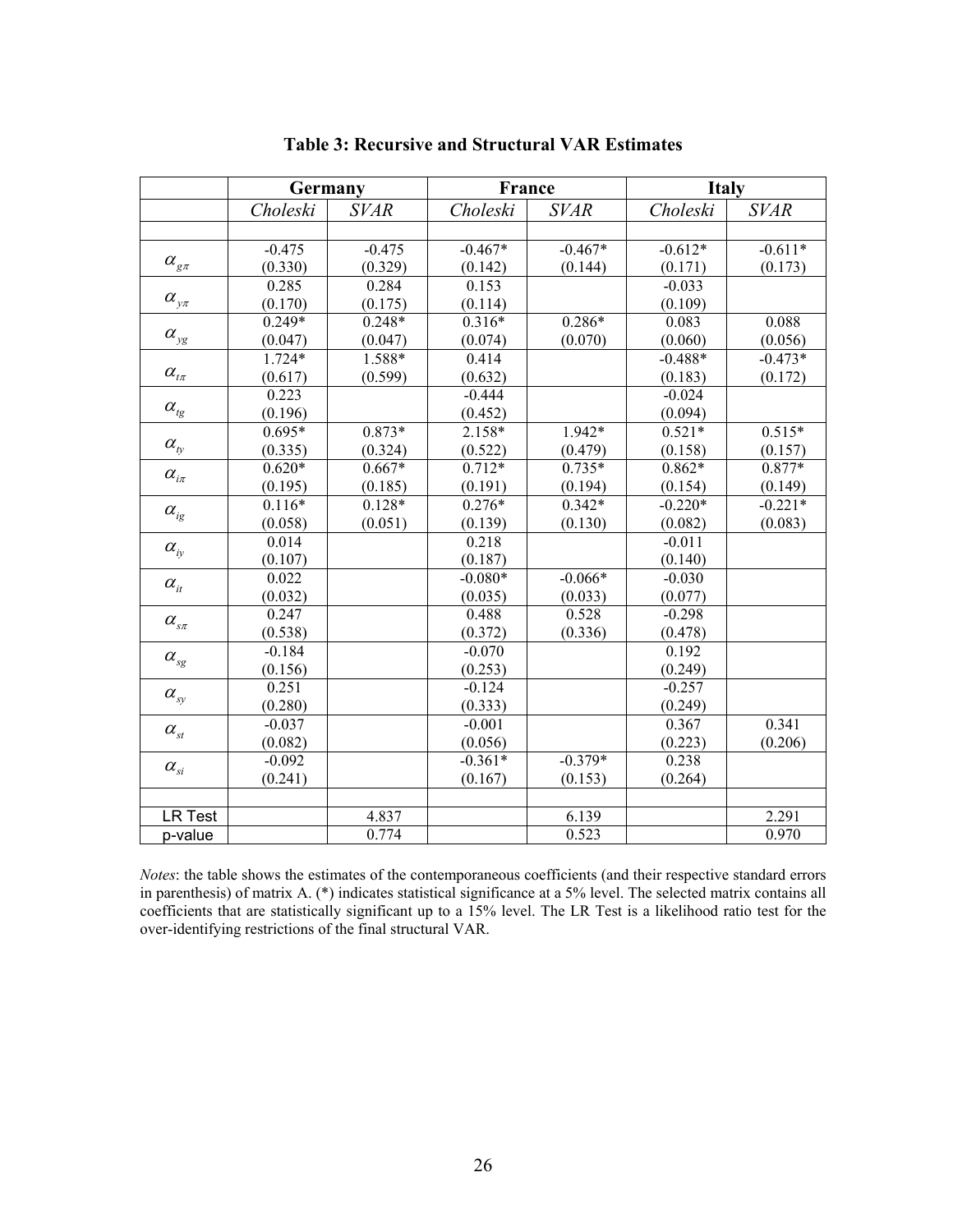**Table 3: Recursive and Structural VAR Estimates**

| | Germany | | France | | Italy | |
|---|---|---|---|---|---|---|
| | *Choleski* | *SVAR* | *Choleski* | *SVAR* | *Choleski* | *SVAR* |
| $\alpha_{g\pi}$ | -0.475<br>(0.330) | -0.475<br>(0.329) | -0.467*<br>(0.142) | -0.467*<br>(0.144) | -0.612*<br>(0.171) | -0.611*<br>(0.173) |
| $\alpha_{y\pi}$ | 0.285<br>(0.170) | 0.284<br>(0.175) | 0.153<br>(0.114) | | -0.033<br>(0.109) | |
| $\alpha_{yg}$ | 0.249*<br>(0.047) | 0.248*<br>(0.047) | 0.316*<br>(0.074) | 0.286*<br>(0.070) | 0.083<br>(0.060) | 0.088<br>(0.056) |
| $\alpha_{t\pi}$ | 1.724*<br>(0.617) | 1.588*<br>(0.599) | 0.414<br>(0.632) | | -0.488*<br>(0.183) | -0.473*<br>(0.172) |
| $\alpha_{tg}$ | 0.223<br>(0.196) | | -0.444<br>(0.452) | | -0.024<br>(0.094) | |
| $\alpha_{ty}$ | 0.695*<br>(0.335) | 0.873*<br>(0.324) | 2.158*<br>(0.522) | 1.942*<br>(0.479) | 0.521*<br>(0.158) | 0.515*<br>(0.157) |
| $\alpha_{i\pi}$ | 0.620*<br>(0.195) | 0.667*<br>(0.185) | 0.712*<br>(0.191) | 0.735*<br>(0.194) | 0.862*<br>(0.154) | 0.877*<br>(0.149) |
| $\alpha_{ig}$ | 0.116*<br>(0.058) | 0.128*<br>(0.051) | 0.276*<br>(0.139) | 0.342*<br>(0.130) | -0.220*<br>(0.082) | -0.221*<br>(0.083) |
| $\alpha_{iy}$ | 0.014<br>(0.107) | | 0.218<br>(0.187) | | -0.011<br>(0.140) | |
| $\alpha_{it}$ | 0.022<br>(0.032) | | -0.080*<br>(0.035) | -0.066*<br>(0.033) | -0.030<br>(0.077) | |
| $\alpha_{s\pi}$ | 0.247<br>(0.538) | | 0.488<br>(0.372) | 0.528<br>(0.336) | -0.298<br>(0.478) | |
| $\alpha_{sg}$ | -0.184<br>(0.156) | | -0.070<br>(0.253) | | 0.192<br>(0.249) | |
| $\alpha_{sy}$ | 0.251<br>(0.280) | | -0.124<br>(0.333) | | -0.257<br>(0.249) | |
| $\alpha_{st}$ | -0.037<br>(0.082) | | -0.001<br>(0.056) | | 0.367<br>(0.223) | 0.341<br>(0.206) |
| $\alpha_{si}$ | -0.092<br>(0.241) | | -0.361*<br>(0.167) | -0.379*<br>(0.153) | 0.238<br>(0.264) | |
| LR Test | | 4.837 | | 6.139 | | 2.291 |
| p-value | | 0.774 | | 0.523 | | 0.970 |

*Notes*: the table shows the estimates of the contemporaneous coefficients (and their respective standard errors in parenthesis) of matrix A. (*) indicates statistical significance at a 5% level. The selected matrix contains all coefficients that are statistically significant up to a 15% level. The LR Test is a likelihood ratio test for the over-identifying restrictions of the final structural VAR.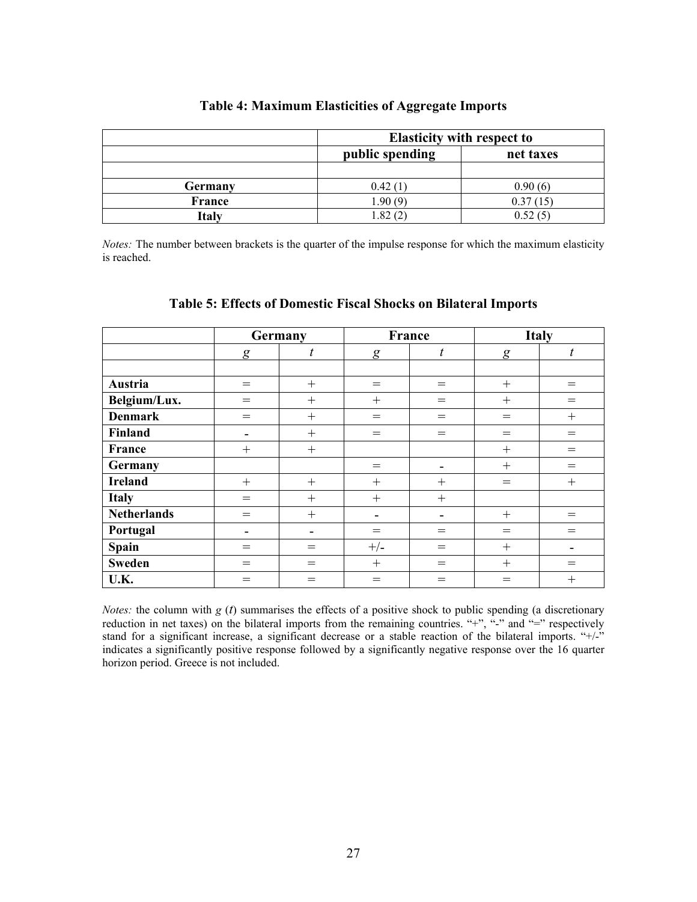## Table 4: Maximum Elasticities of Aggregate Imports

| | Elasticity with respect to | |
|---|---|---|
| | public spending | net taxes |
| | | |
| **Germany** | 0.42 (1) | 0.90 (6) |
| **France** | 1.90 (9) | 0.37 (15) |
| **Italy** | 1.82 (2) | 0.52 (5) |

*Notes:* The number between brackets is the quarter of the impulse response for which the maximum elasticity is reached.

## Table 5: Effects of Domestic Fiscal Shocks on Bilateral Imports

| | Germany | | France | | Italy | |
|---|---|---|---|---|---|---|
| | $g$ | $t$ | $g$ | $t$ | $g$ | $t$ |
| | | | | | | |
| **Austria** | = | + | = | = | + | = |
| **Belgium/Lux.** | = | + | + | = | + | = |
| **Denmark** | = | + | = | = | = | + |
| **Finland** | - | + | = | = | = | = |
| **France** | + | + | | | + | = |
| **Germany** | | | = | - | + | = |
| **Ireland** | + | + | + | + | = | + |
| **Italy** | = | + | + | + | | |
| **Netherlands** | = | + | - | - | + | = |
| **Portugal** | - | - | = | = | = | = |
| **Spain** | = | = | +/- | = | + | - |
| **Sweden** | = | = | + | = | + | = |
| **U.K.** | = | = | = | = | = | + |

*Notes:* the column with $g$ ($t$) summarises the effects of a positive shock to public spending (a discretionary reduction in net taxes) on the bilateral imports from the remaining countries. "+", "-" and "=" respectively stand for a significant increase, a significant decrease or a stable reaction of the bilateral imports. "+/-" indicates a significantly positive response followed by a significantly negative response over the 16 quarter horizon period. Greece is not included.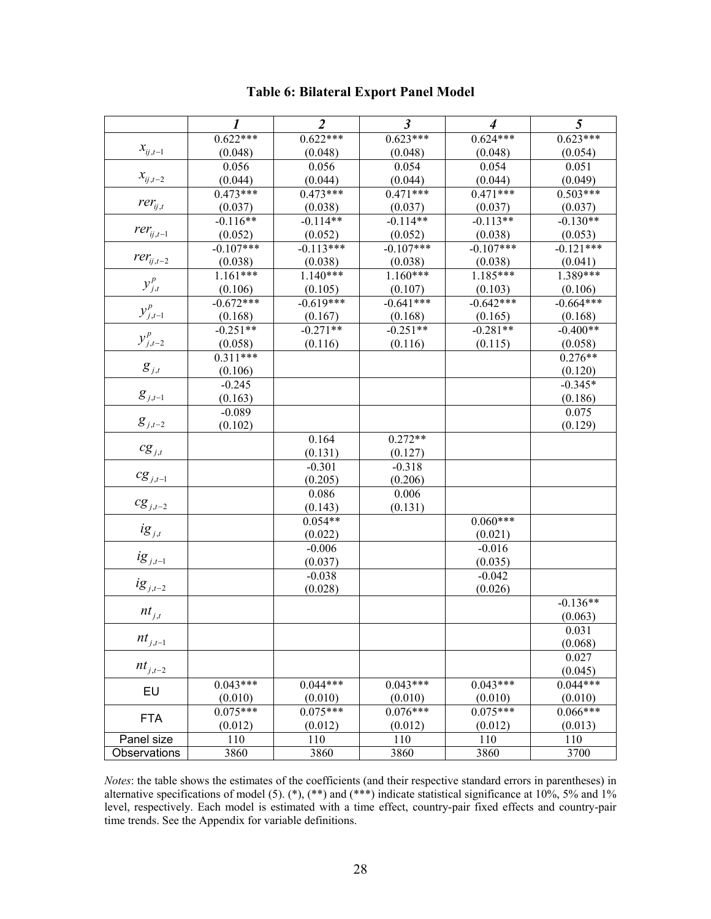**Table 6: Bilateral Export Panel Model**

| | *1* | *2* | *3* | *4* | *5* |
|---|---|---|---|---|---|
| $x_{ij,t-1}$ | 0.622*** | 0.622*** | 0.623*** | 0.624*** | 0.623*** |
| | (0.048) | (0.048) | (0.048) | (0.048) | (0.054) |
| $x_{ij,t-2}$ | 0.056 | 0.056 | 0.054 | 0.054 | 0.051 |
| | (0.044) | (0.044) | (0.044) | (0.044) | (0.049) |
| $rer_{ij,t}$ | 0.473*** | 0.473*** | 0.471*** | 0.471*** | 0.503*** |
| | (0.037) | (0.038) | (0.037) | (0.037) | (0.037) |
| $rer_{ij,t-1}$ | -0.116** | -0.114** | -0.114** | -0.113** | -0.130** |
| | (0.052) | (0.052) | (0.052) | (0.038) | (0.053) |
| $rer_{ij,t-2}$ | -0.107*** | -0.113*** | -0.107*** | -0.107*** | -0.121*** |
| | (0.038) | (0.038) | (0.038) | (0.038) | (0.041) |
| $y^p_{j,t}$ | 1.161*** | 1.140*** | 1.160*** | 1.185*** | 1.389*** |
| | (0.106) | (0.105) | (0.107) | (0.103) | (0.106) |
| $y^p_{j,t-1}$ | -0.672*** | -0.619*** | -0.641*** | -0.642*** | -0.664*** |
| | (0.168) | (0.167) | (0.168) | (0.165) | (0.168) |
| $y^p_{j,t-2}$ | -0.251** | -0.271** | -0.251** | -0.281** | -0.400** |
| | (0.058) | (0.116) | (0.116) | (0.115) | (0.058) |
| $g_{j,t}$ | 0.311*** | | | | 0.276** |
| | (0.106) | | | | (0.120) |
| $g_{j,t-1}$ | -0.245 | | | | -0.345* |
| | (0.163) | | | | (0.186) |
| $g_{j,t-2}$ | -0.089 | | | | 0.075 |
| | (0.102) | | | | (0.129) |
| $cg_{j,t}$ | | 0.164 | 0.272** | | |
| | | (0.131) | (0.127) | | |
| $cg_{j,t-1}$ | | -0.301 | -0.318 | | |
| | | (0.205) | (0.206) | | |
| $cg_{j,t-2}$ | | 0.086 | 0.006 | | |
| | | (0.143) | (0.131) | | |
| $ig_{j,t}$ | | 0.054** | | 0.060*** | |
| | | (0.022) | | (0.021) | |
| $ig_{j,t-1}$ | | -0.006 | | -0.016 | |
| | | (0.037) | | (0.035) | |
| $ig_{j,t-2}$ | | -0.038 | | -0.042 | |
| | | (0.028) | | (0.026) | |
| $nt_{j,t}$ | | | | | -0.136** |
| | | | | | (0.063) |
| $nt_{j,t-1}$ | | | | | 0.031 |
| | | | | | (0.068) |
| $nt_{j,t-2}$ | | | | | 0.027 |
| | | | | | (0.045) |
| EU | 0.043*** | 0.044*** | 0.043*** | 0.043*** | 0.044*** |
| | (0.010) | (0.010) | (0.010) | (0.010) | (0.010) |
| FTA | 0.075*** | 0.075*** | 0.076*** | 0.075*** | 0.066*** |
| | (0.012) | (0.012) | (0.012) | (0.012) | (0.013) |
| Panel size | 110 | 110 | 110 | 110 | 110 |
| Observations | 3860 | 3860 | 3860 | 3860 | 3700 |

*Notes*: the table shows the estimates of the coefficients (and their respective standard errors in parentheses) in alternative specifications of model (5). (*), (**) and (***) indicate statistical significance at 10%, 5% and 1% level, respectively. Each model is estimated with a time effect, country-pair fixed effects and country-pair time trends. See the Appendix for variable definitions.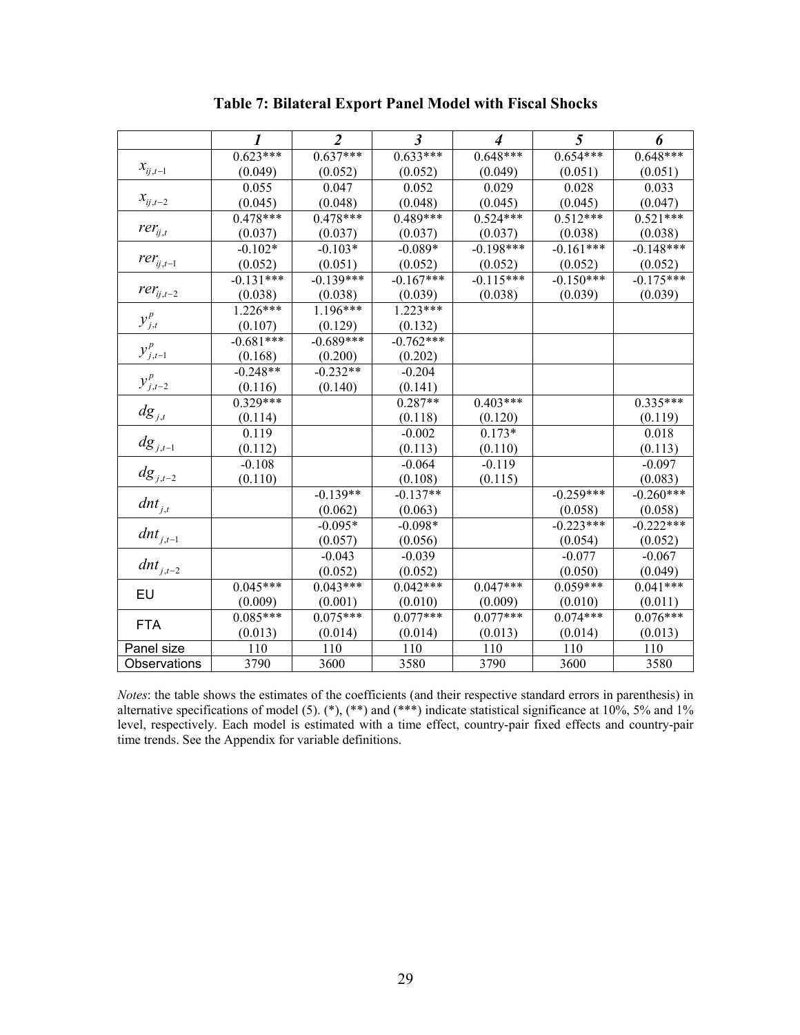### Table 7: Bilateral Export Panel Model with Fiscal Shocks

| | *1* | *2* | *3* | *4* | *5* | *6* |
|---|---|---|---|---|---|---|
| $x_{ij,t-1}$ | 0.623*** | 0.637*** | 0.633*** | 0.648*** | 0.654*** | 0.648*** |
| | (0.049) | (0.052) | (0.052) | (0.049) | (0.051) | (0.051) |
| $x_{ij,t-2}$ | 0.055 | 0.047 | 0.052 | 0.029 | 0.028 | 0.033 |
| | (0.045) | (0.048) | (0.048) | (0.045) | (0.045) | (0.047) |
| $rer_{ij,t}$ | 0.478*** | 0.478*** | 0.489*** | 0.524*** | 0.512*** | 0.521*** |
| | (0.037) | (0.037) | (0.037) | (0.037) | (0.038) | (0.038) |
| $rer_{ij,t-1}$ | -0.102* | -0.103* | -0.089* | -0.198*** | -0.161*** | -0.148*** |
| | (0.052) | (0.051) | (0.052) | (0.052) | (0.052) | (0.052) |
| $rer_{ij,t-2}$ | -0.131*** | -0.139*** | -0.167*** | -0.115*** | -0.150*** | -0.175*** |
| | (0.038) | (0.038) | (0.039) | (0.038) | (0.039) | (0.039) |
| $y^p_{j,t}$ | 1.226*** | 1.196*** | 1.223*** | | | |
| | (0.107) | (0.129) | (0.132) | | | |
| $y^p_{j,t-1}$ | -0.681*** | -0.689*** | -0.762*** | | | |
| | (0.168) | (0.200) | (0.202) | | | |
| $y^p_{j,t-2}$ | -0.248** | -0.232** | -0.204 | | | |
| | (0.116) | (0.140) | (0.141) | | | |
| $dg_{j,t}$ | 0.329*** | | 0.287** | 0.403*** | | 0.335*** |
| | (0.114) | | (0.118) | (0.120) | | (0.119) |
| $dg_{j,t-1}$ | 0.119 | | -0.002 | 0.173* | | 0.018 |
| | (0.112) | | (0.113) | (0.110) | | (0.113) |
| $dg_{j,t-2}$ | -0.108 | | -0.064 | -0.119 | | -0.097 |
| | (0.110) | | (0.108) | (0.115) | | (0.083) |
| $dnt_{j,t}$ | | -0.139** | -0.137** | | -0.259*** | -0.260*** |
| | | (0.062) | (0.063) | | (0.058) | (0.058) |
| $dnt_{j,t-1}$ | | -0.095* | -0.098* | | -0.223*** | -0.222*** |
| | | (0.057) | (0.056) | | (0.054) | (0.052) |
| $dnt_{j,t-2}$ | | -0.043 | -0.039 | | -0.077 | -0.067 |
| | | (0.052) | (0.052) | | (0.050) | (0.049) |
| EU | 0.045*** | 0.043*** | 0.042*** | 0.047*** | 0.059*** | 0.041*** |
| | (0.009) | (0.001) | (0.010) | (0.009) | (0.010) | (0.011) |
| FTA | 0.085*** | 0.075*** | 0.077*** | 0.077*** | 0.074*** | 0.076*** |
| | (0.013) | (0.014) | (0.014) | (0.013) | (0.014) | (0.013) |
| Panel size | 110 | 110 | 110 | 110 | 110 | 110 |
| Observations | 3790 | 3600 | 3580 | 3790 | 3600 | 3580 |

*Notes*: the table shows the estimates of the coefficients (and their respective standard errors in parenthesis) in alternative specifications of model (5). (*), (**) and (***) indicate statistical significance at 10%, 5% and 1% level, respectively. Each model is estimated with a time effect, country-pair fixed effects and country-pair time trends. See the Appendix for variable definitions.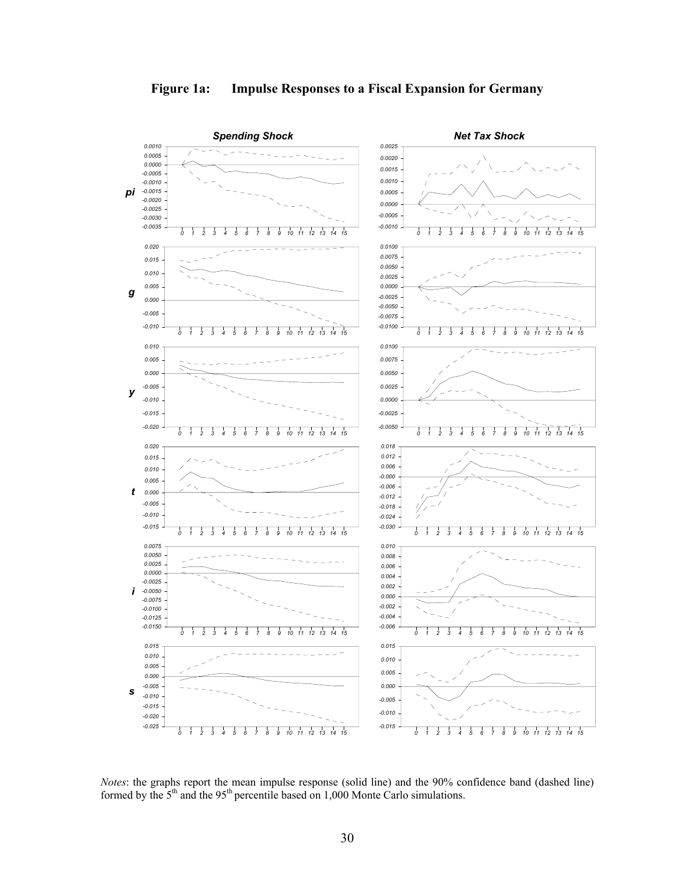# Figure 1a: Impulse Responses to a Fiscal Expansion for Germany

*Notes*: the graphs report the mean impulse response (solid line) and the 90% confidence band (dashed line) formed by the 5th and the 95th percentile based on 1,000 Monte Carlo simulations.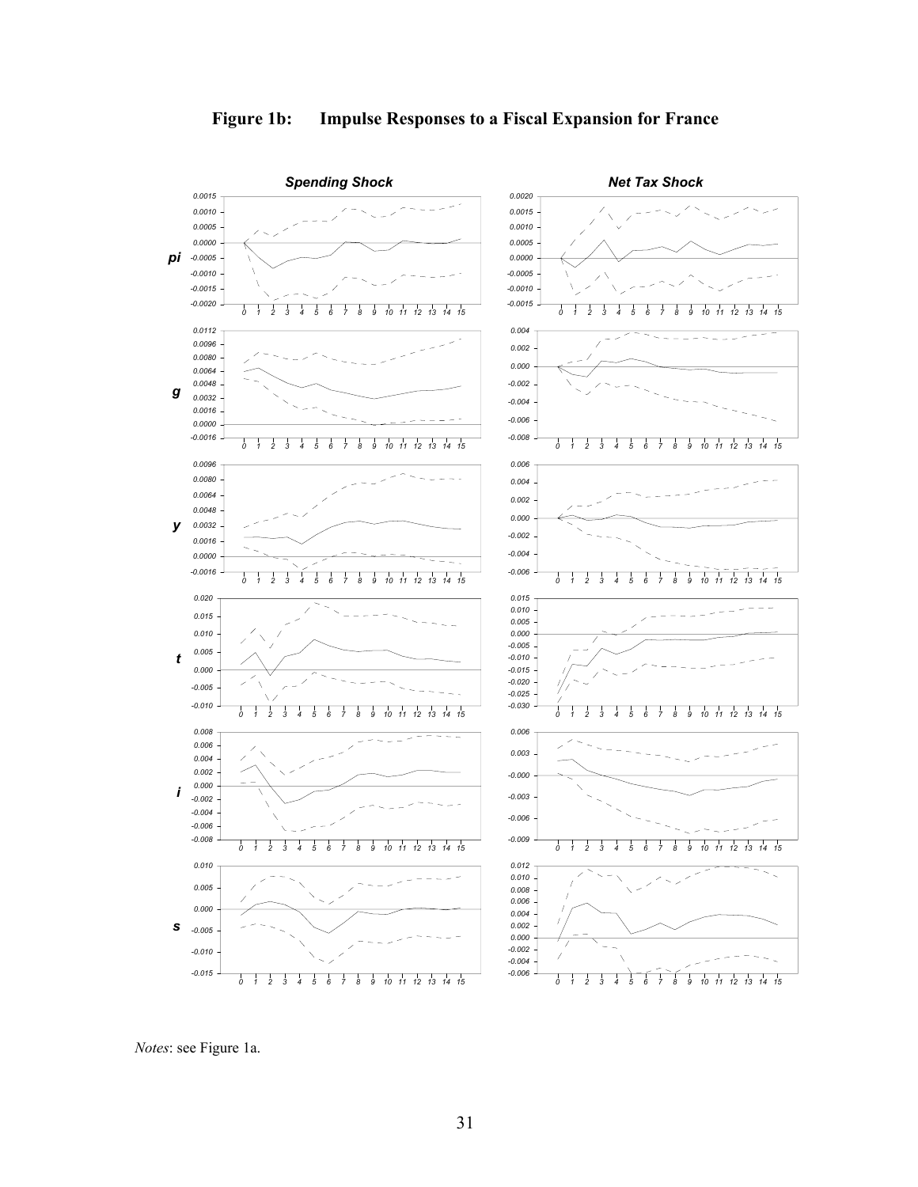# Figure 1b: Impulse Responses to a Fiscal Expansion for France

*Notes*: see Figure 1a.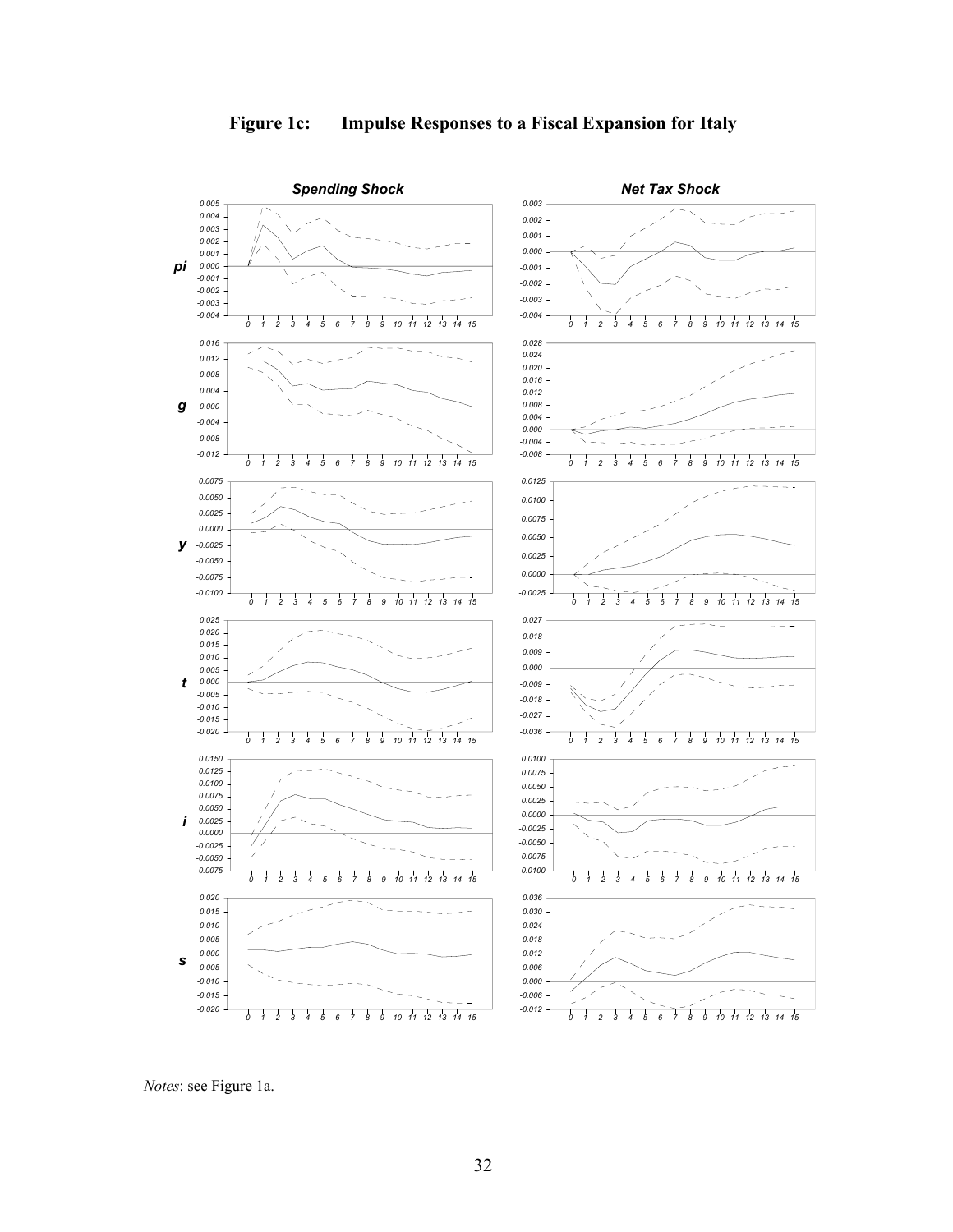# Figure 1c: Impulse Responses to a Fiscal Expansion for Italy

*Notes*: see Figure 1a.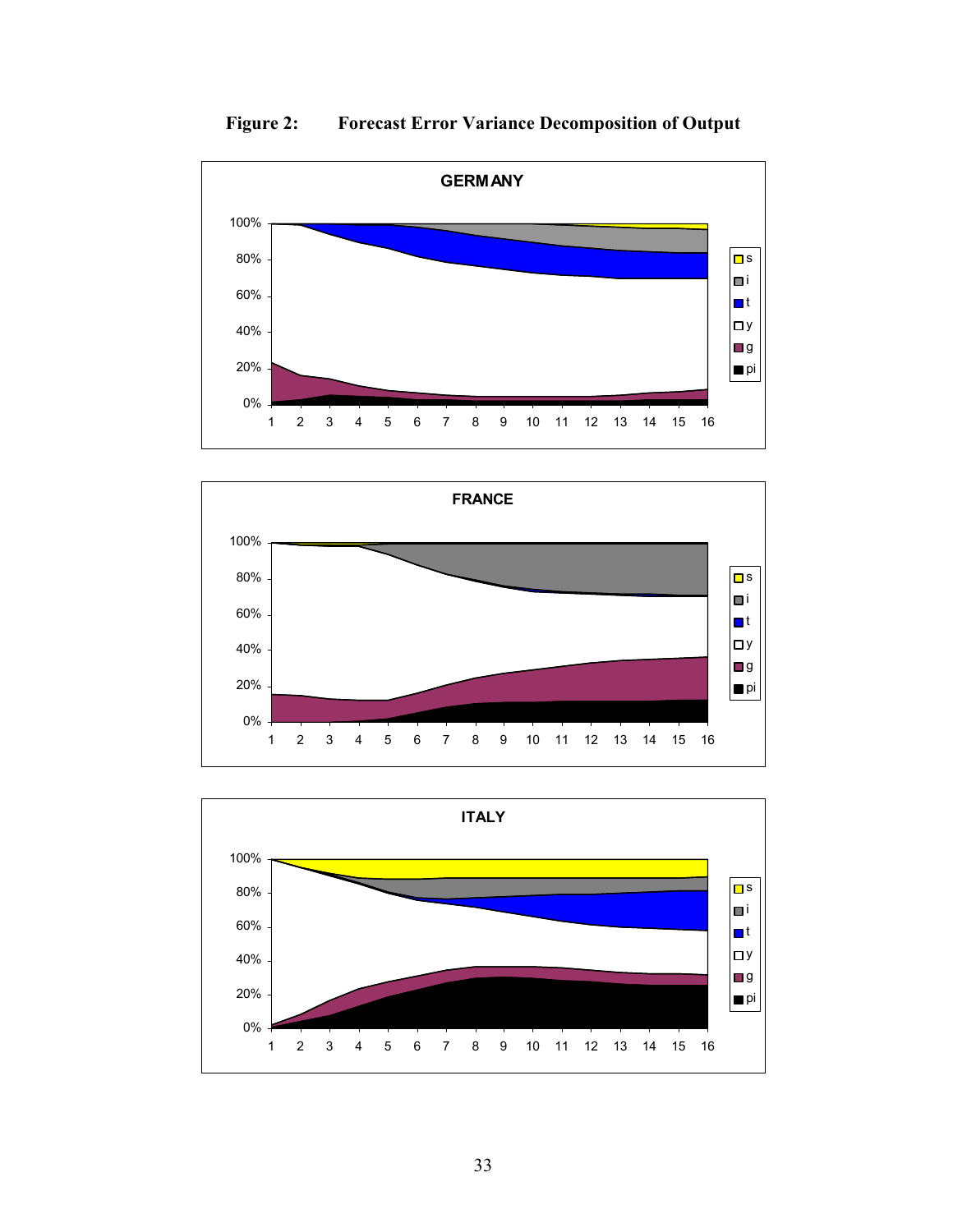**Figure 2: Forecast Error Variance Decomposition of Output**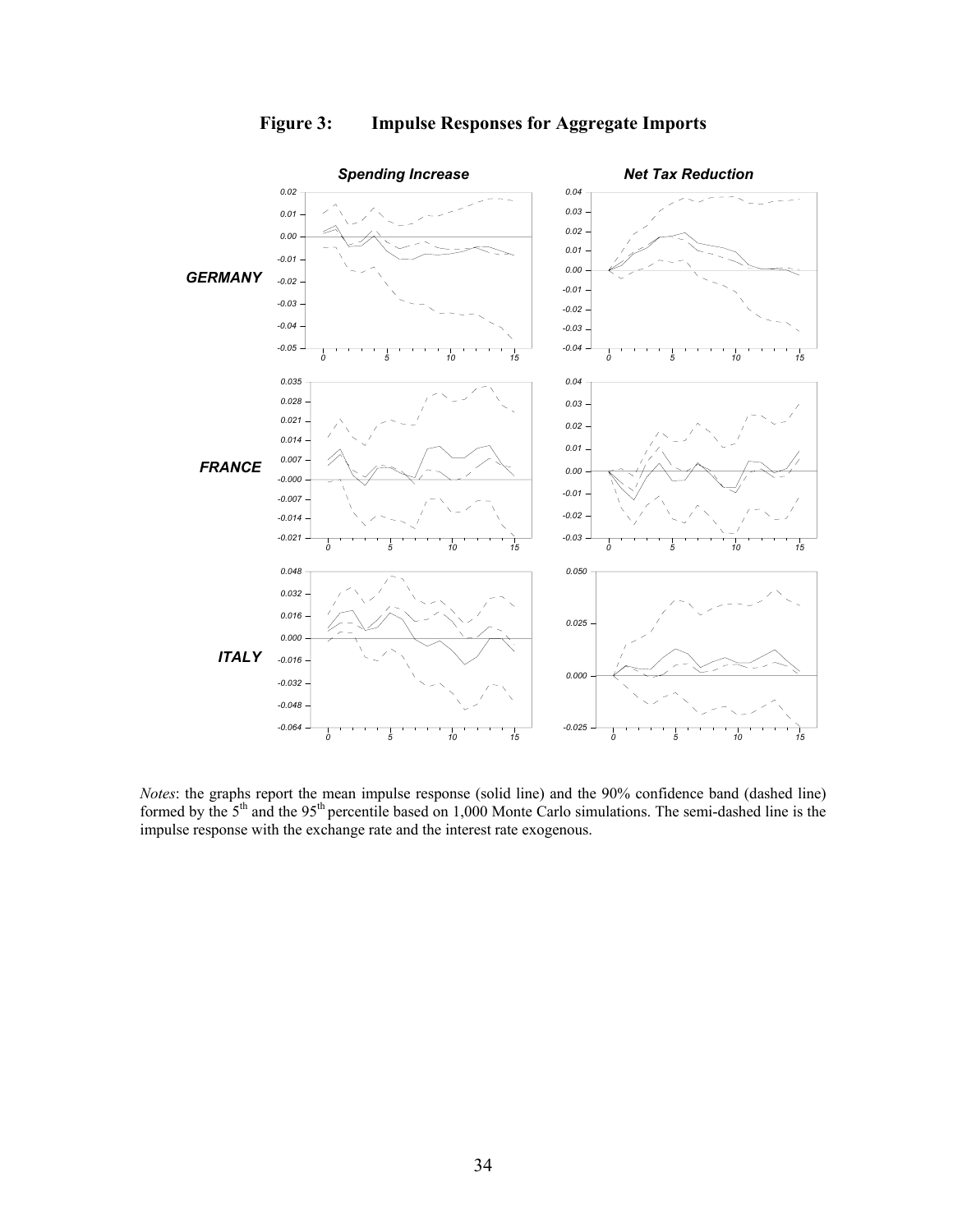**Figure 3: Impulse Responses for Aggregate Imports**

*Notes*: the graphs report the mean impulse response (solid line) and the 90% confidence band (dashed line) formed by the 5th and the 95th percentile based on 1,000 Monte Carlo simulations. The semi-dashed line is the impulse response with the exchange rate and the interest rate exogenous.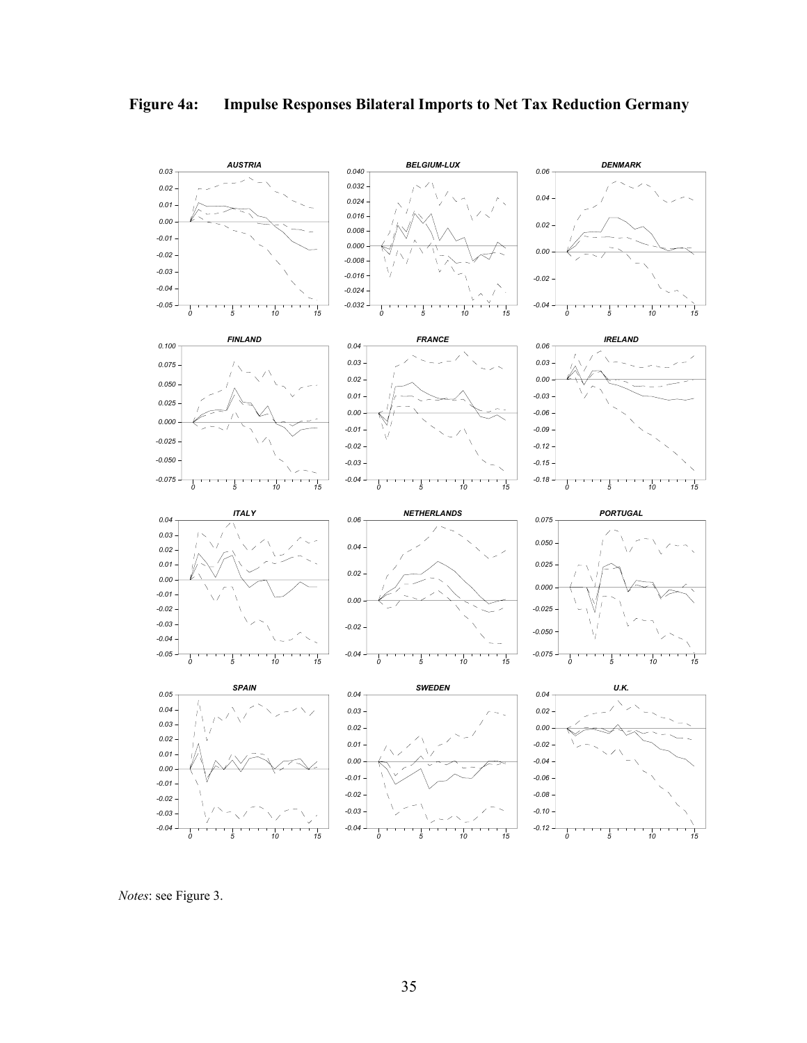**Figure 4a: Impulse Responses Bilateral Imports to Net Tax Reduction Germany**

*Notes*: see Figure 3.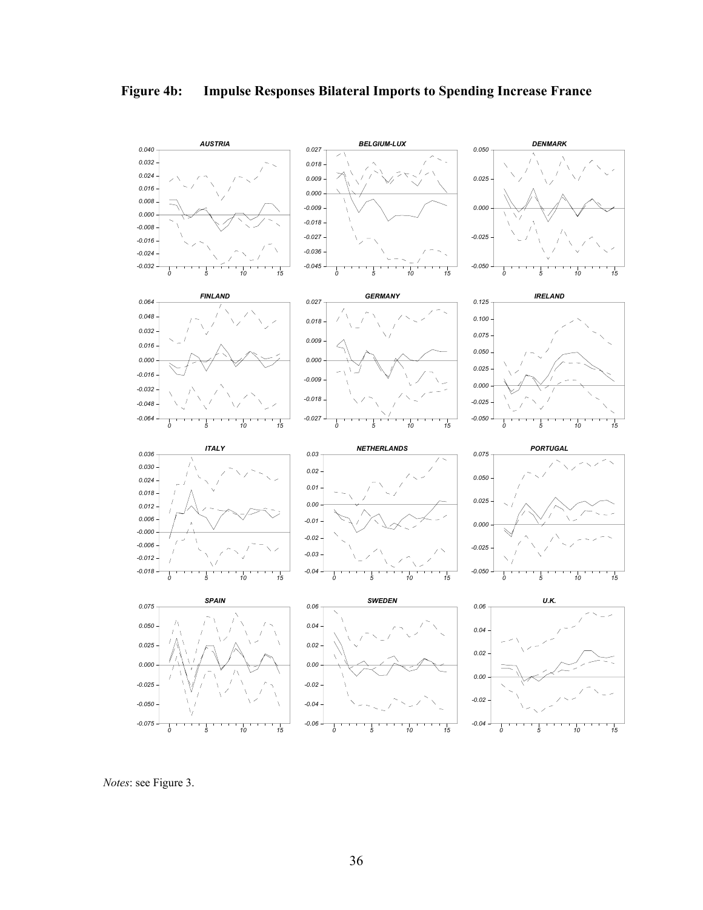**Figure 4b: Impulse Responses Bilateral Imports to Spending Increase France**

*Notes*: see Figure 3.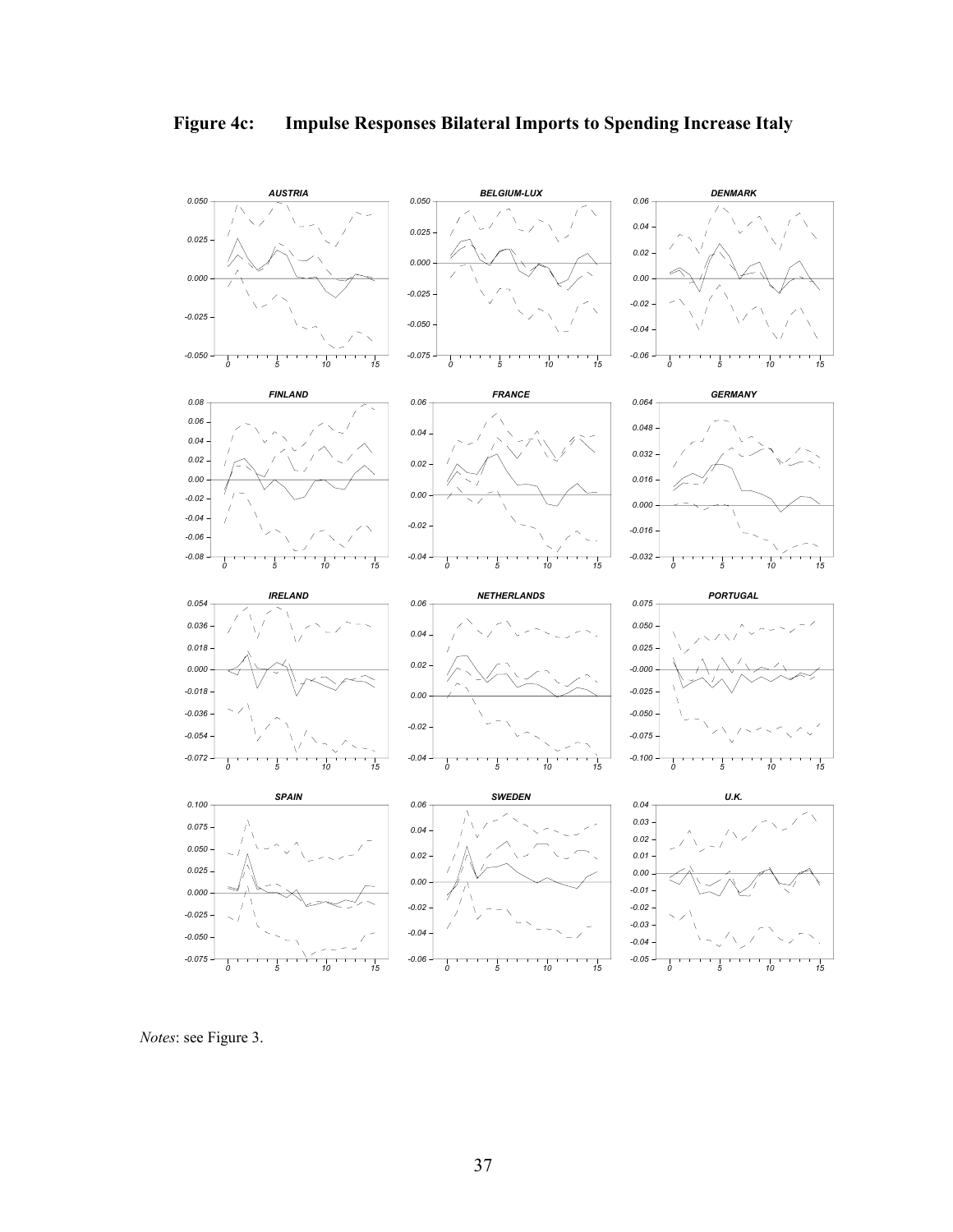# Figure 4c: Impulse Responses Bilateral Imports to Spending Increase Italy

*Notes*: see Figure 3.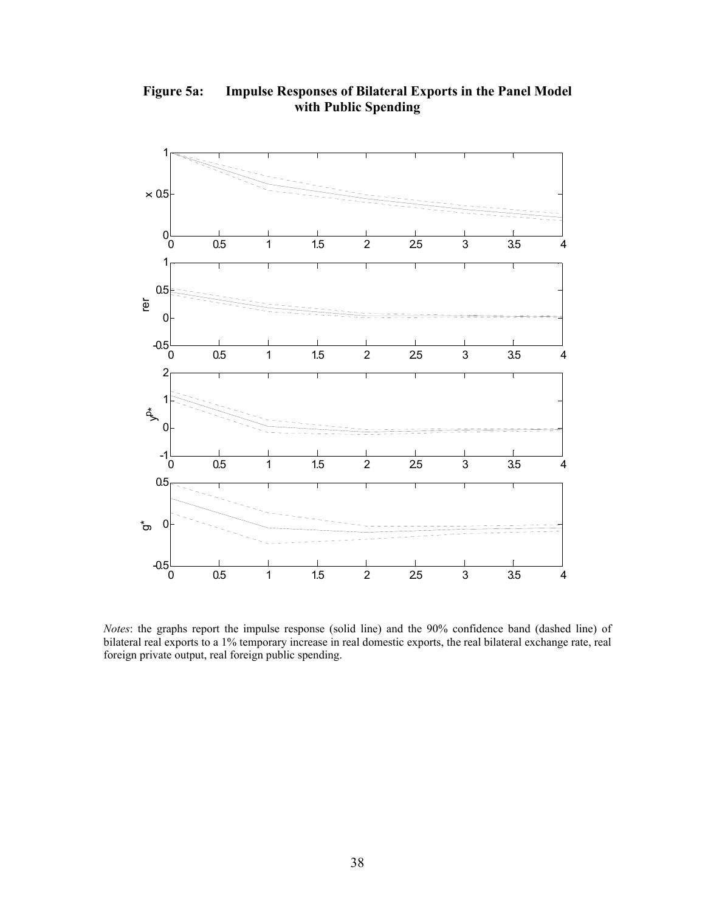**Figure 5a: Impulse Responses of Bilateral Exports in the Panel Model with Public Spending**

*Notes*: the graphs report the impulse response (solid line) and the 90% confidence band (dashed line) of bilateral real exports to a 1% temporary increase in real domestic exports, the real bilateral exchange rate, real foreign private output, real foreign public spending.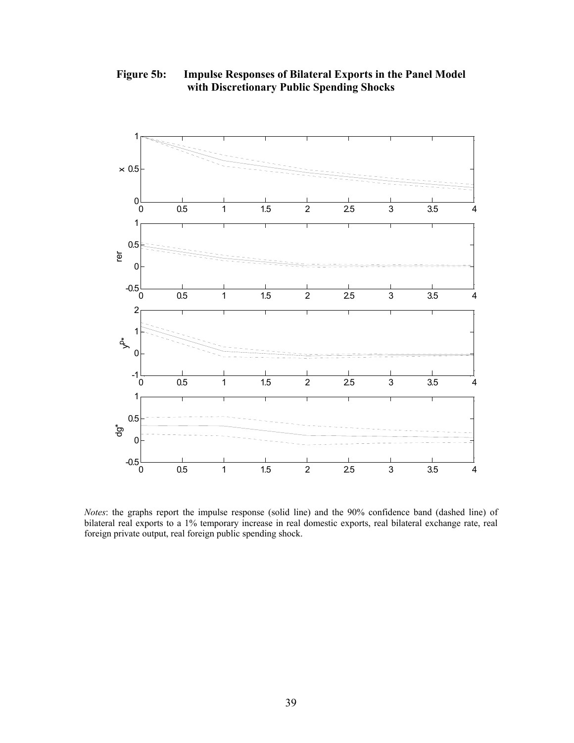**Figure 5b: Impulse Responses of Bilateral Exports in the Panel Model with Discretionary Public Spending Shocks**

*Notes*: the graphs report the impulse response (solid line) and the 90% confidence band (dashed line) of bilateral real exports to a 1% temporary increase in real domestic exports, real bilateral exchange rate, real foreign private output, real foreign public spending shock.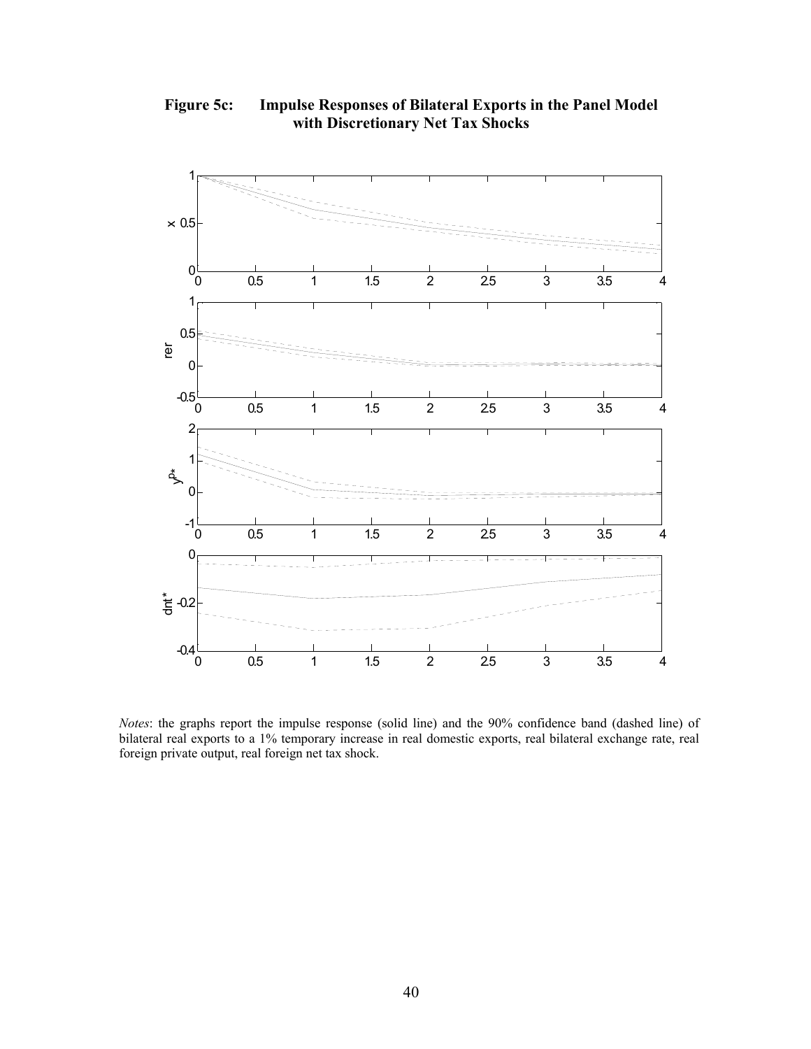**Figure 5c: Impulse Responses of Bilateral Exports in the Panel Model with Discretionary Net Tax Shocks**

*Notes*: the graphs report the impulse response (solid line) and the 90% confidence band (dashed line) of bilateral real exports to a 1% temporary increase in real domestic exports, real bilateral exchange rate, real foreign private output, real foreign net tax shock.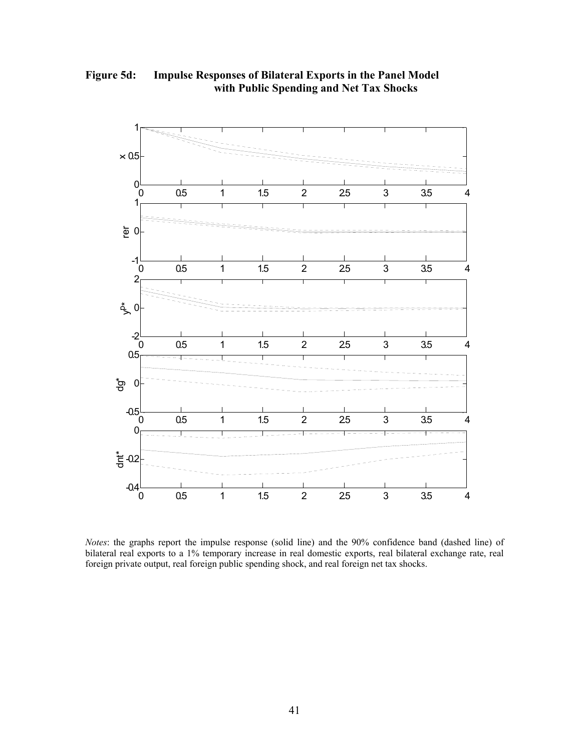**Figure 5d: Impulse Responses of Bilateral Exports in the Panel Model with Public Spending and Net Tax Shocks**

x
1
0.5
0
0 0.5 1 1.5 2 2.5 3 3.5 4

rer
1
0
-1
0 0.5 1 1.5 2 2.5 3 3.5 4

$y^{p*}$
2
0
-2
0 0.5 1 1.5 2 2.5 3 3.5 4

dg*
0.5
0
-0.5
0 0.5 1 1.5 2 2.5 3 3.5 4

dnt*
0
-0.2
-0.4
0 0.5 1 1.5 2 2.5 3 3.5 4

*Notes*: the graphs report the impulse response (solid line) and the 90% confidence band (dashed line) of bilateral real exports to a 1% temporary increase in real domestic exports, real bilateral exchange rate, real foreign private output, real foreign public spending shock, and real foreign net tax shocks.